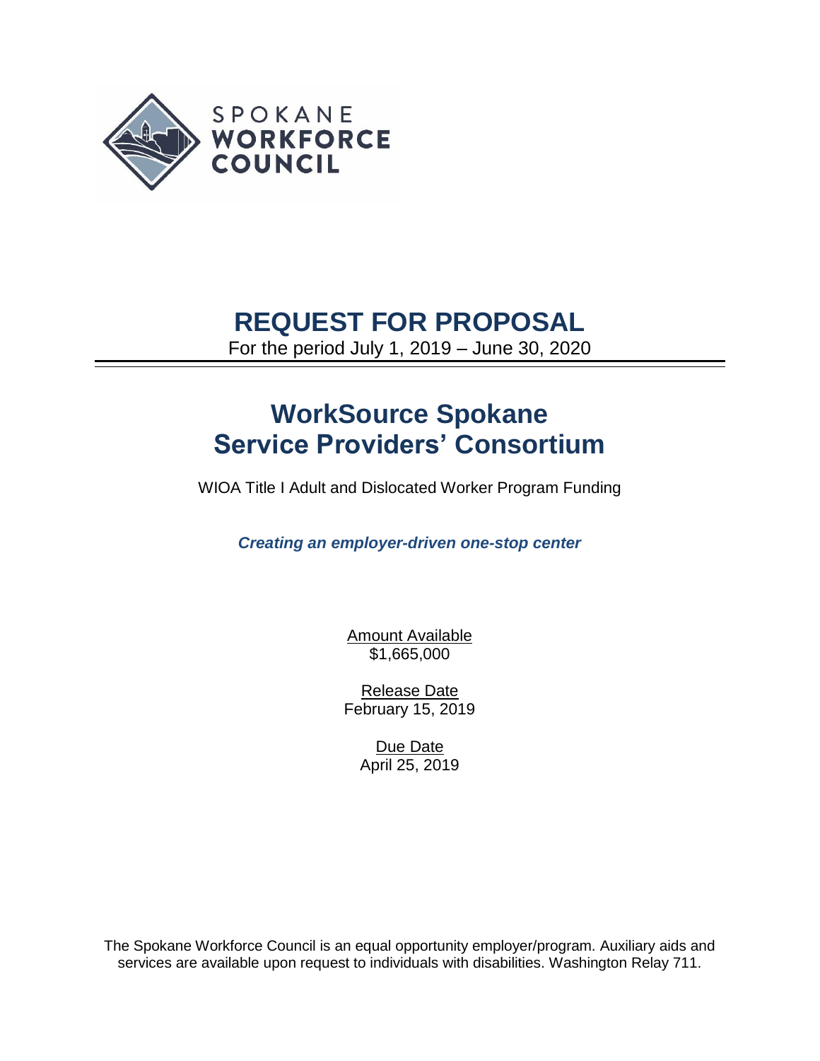SPOKANE
WORKFORCE
COUNCIL

# REQUEST FOR PROPOSAL

For the period July 1, 2019 – June 30, 2020

# WorkSource Spokane Service Providers' Consortium

WIOA Title I Adult and Dislocated Worker Program Funding

***Creating an employer-driven one-stop center***

Amount Available
$1,665,000

Release Date
February 15, 2019

Due Date
April 25, 2019

The Spokane Workforce Council is an equal opportunity employer/program. Auxiliary aids and services are available upon request to individuals with disabilities. Washington Relay 711.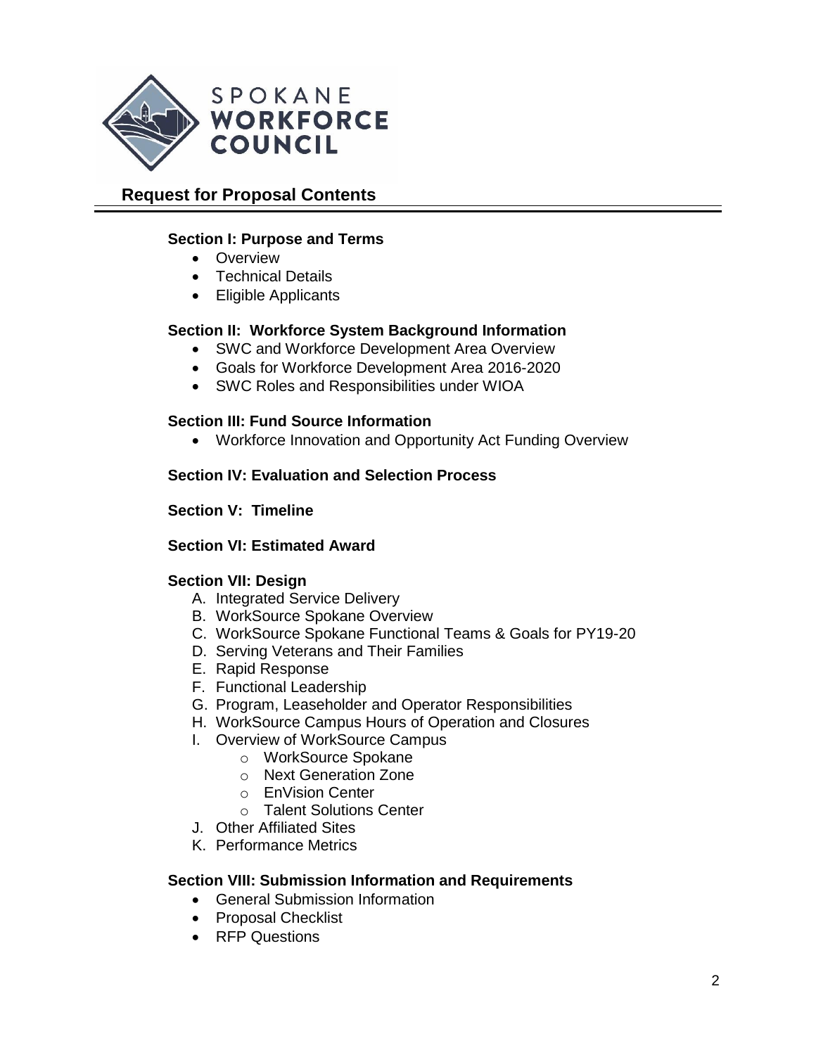SPOKANE
**WORKFORCE COUNCIL**

## Request for Proposal Contents

### Section I: Purpose and Terms

- Overview
- Technical Details
- Eligible Applicants

### Section II: Workforce System Background Information

- SWC and Workforce Development Area Overview
- Goals for Workforce Development Area 2016-2020
- SWC Roles and Responsibilities under WIOA

### Section III: Fund Source Information

- Workforce Innovation and Opportunity Act Funding Overview

### Section IV: Evaluation and Selection Process

### Section V: Timeline

### Section VI: Estimated Award

### Section VII: Design

A. Integrated Service Delivery
B. WorkSource Spokane Overview
C. WorkSource Spokane Functional Teams & Goals for PY19-20
D. Serving Veterans and Their Families
E. Rapid Response
F. Functional Leadership
G. Program, Leaseholder and Operator Responsibilities
H. WorkSource Campus Hours of Operation and Closures
I. Overview of WorkSource Campus
   - WorkSource Spokane
   - Next Generation Zone
   - EnVision Center
   - Talent Solutions Center

J. Other Affiliated Sites
K. Performance Metrics

### Section VIII: Submission Information and Requirements

- General Submission Information
- Proposal Checklist
- RFP Questions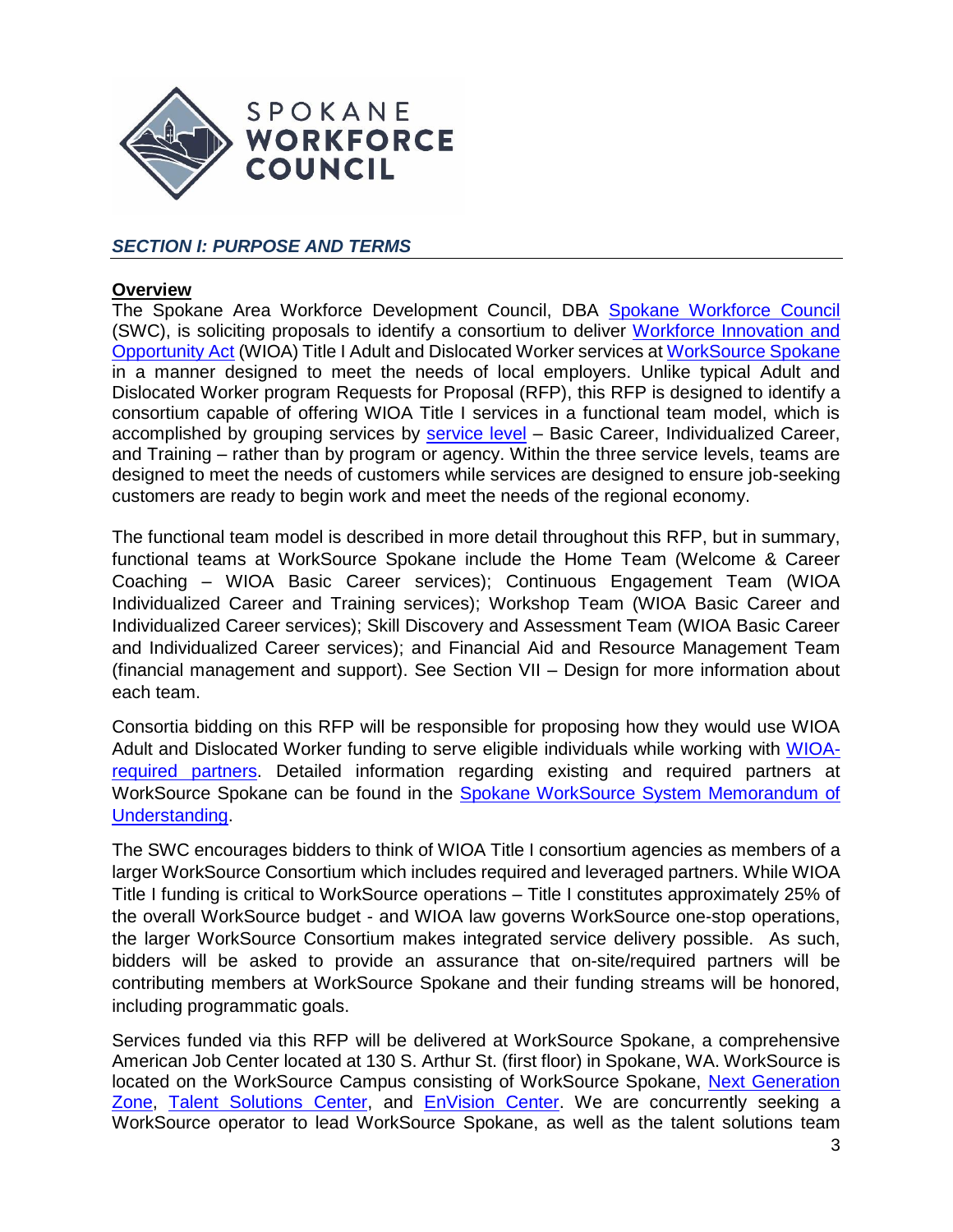SPOKANE WORKFORCE COUNCIL

## *SECTION I: PURPOSE AND TERMS*

### Overview

The Spokane Area Workforce Development Council, DBA Spokane Workforce Council (SWC), is soliciting proposals to identify a consortium to deliver Workforce Innovation and Opportunity Act (WIOA) Title I Adult and Dislocated Worker services at WorkSource Spokane in a manner designed to meet the needs of local employers. Unlike typical Adult and Dislocated Worker program Requests for Proposal (RFP), this RFP is designed to identify a consortium capable of offering WIOA Title I services in a functional team model, which is accomplished by grouping services by service level – Basic Career, Individualized Career, and Training – rather than by program or agency. Within the three service levels, teams are designed to meet the needs of customers while services are designed to ensure job-seeking customers are ready to begin work and meet the needs of the regional economy.

The functional team model is described in more detail throughout this RFP, but in summary, functional teams at WorkSource Spokane include the Home Team (Welcome & Career Coaching – WIOA Basic Career services); Continuous Engagement Team (WIOA Individualized Career and Training services); Workshop Team (WIOA Basic Career and Individualized Career services); Skill Discovery and Assessment Team (WIOA Basic Career and Individualized Career services); and Financial Aid and Resource Management Team (financial management and support). See Section VII – Design for more information about each team.

Consortia bidding on this RFP will be responsible for proposing how they would use WIOA Adult and Dislocated Worker funding to serve eligible individuals while working with WIOA-required partners. Detailed information regarding existing and required partners at WorkSource Spokane can be found in the Spokane WorkSource System Memorandum of Understanding.

The SWC encourages bidders to think of WIOA Title I consortium agencies as members of a larger WorkSource Consortium which includes required and leveraged partners. While WIOA Title I funding is critical to WorkSource operations – Title I constitutes approximately 25% of the overall WorkSource budget - and WIOA law governs WorkSource one-stop operations, the larger WorkSource Consortium makes integrated service delivery possible. As such, bidders will be asked to provide an assurance that on-site/required partners will be contributing members at WorkSource Spokane and their funding streams will be honored, including programmatic goals.

Services funded via this RFP will be delivered at WorkSource Spokane, a comprehensive American Job Center located at 130 S. Arthur St. (first floor) in Spokane, WA. WorkSource is located on the WorkSource Campus consisting of WorkSource Spokane, Next Generation Zone, Talent Solutions Center, and EnVision Center. We are concurrently seeking a WorkSource operator to lead WorkSource Spokane, as well as the talent solutions team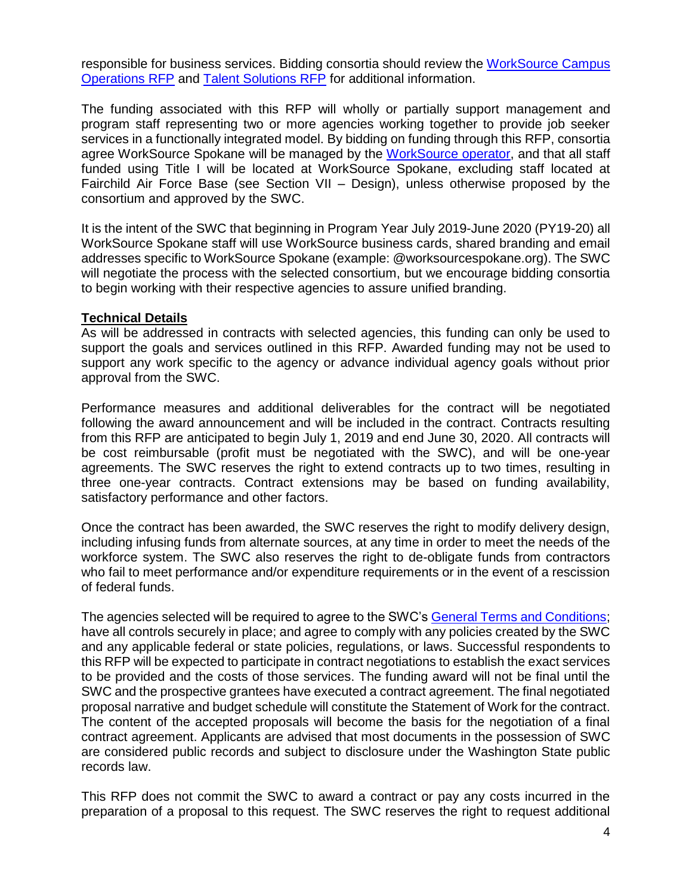responsible for business services. Bidding consortia should review the WorkSource Campus Operations RFP and Talent Solutions RFP for additional information.

The funding associated with this RFP will wholly or partially support management and program staff representing two or more agencies working together to provide job seeker services in a functionally integrated model. By bidding on funding through this RFP, consortia agree WorkSource Spokane will be managed by the WorkSource operator, and that all staff funded using Title I will be located at WorkSource Spokane, excluding staff located at Fairchild Air Force Base (see Section VII – Design), unless otherwise proposed by the consortium and approved by the SWC.

It is the intent of the SWC that beginning in Program Year July 2019-June 2020 (PY19-20) all WorkSource Spokane staff will use WorkSource business cards, shared branding and email addresses specific to WorkSource Spokane (example: @worksourcespokane.org). The SWC will negotiate the process with the selected consortium, but we encourage bidding consortia to begin working with their respective agencies to assure unified branding.

**Technical Details**

As will be addressed in contracts with selected agencies, this funding can only be used to support the goals and services outlined in this RFP. Awarded funding may not be used to support any work specific to the agency or advance individual agency goals without prior approval from the SWC.

Performance measures and additional deliverables for the contract will be negotiated following the award announcement and will be included in the contract. Contracts resulting from this RFP are anticipated to begin July 1, 2019 and end June 30, 2020. All contracts will be cost reimbursable (profit must be negotiated with the SWC), and will be one-year agreements. The SWC reserves the right to extend contracts up to two times, resulting in three one-year contracts. Contract extensions may be based on funding availability, satisfactory performance and other factors.

Once the contract has been awarded, the SWC reserves the right to modify delivery design, including infusing funds from alternate sources, at any time in order to meet the needs of the workforce system. The SWC also reserves the right to de-obligate funds from contractors who fail to meet performance and/or expenditure requirements or in the event of a rescission of federal funds.

The agencies selected will be required to agree to the SWC's General Terms and Conditions; have all controls securely in place; and agree to comply with any policies created by the SWC and any applicable federal or state policies, regulations, or laws. Successful respondents to this RFP will be expected to participate in contract negotiations to establish the exact services to be provided and the costs of those services. The funding award will not be final until the SWC and the prospective grantees have executed a contract agreement. The final negotiated proposal narrative and budget schedule will constitute the Statement of Work for the contract. The content of the accepted proposals will become the basis for the negotiation of a final contract agreement. Applicants are advised that most documents in the possession of SWC are considered public records and subject to disclosure under the Washington State public records law.

This RFP does not commit the SWC to award a contract or pay any costs incurred in the preparation of a proposal to this request. The SWC reserves the right to request additional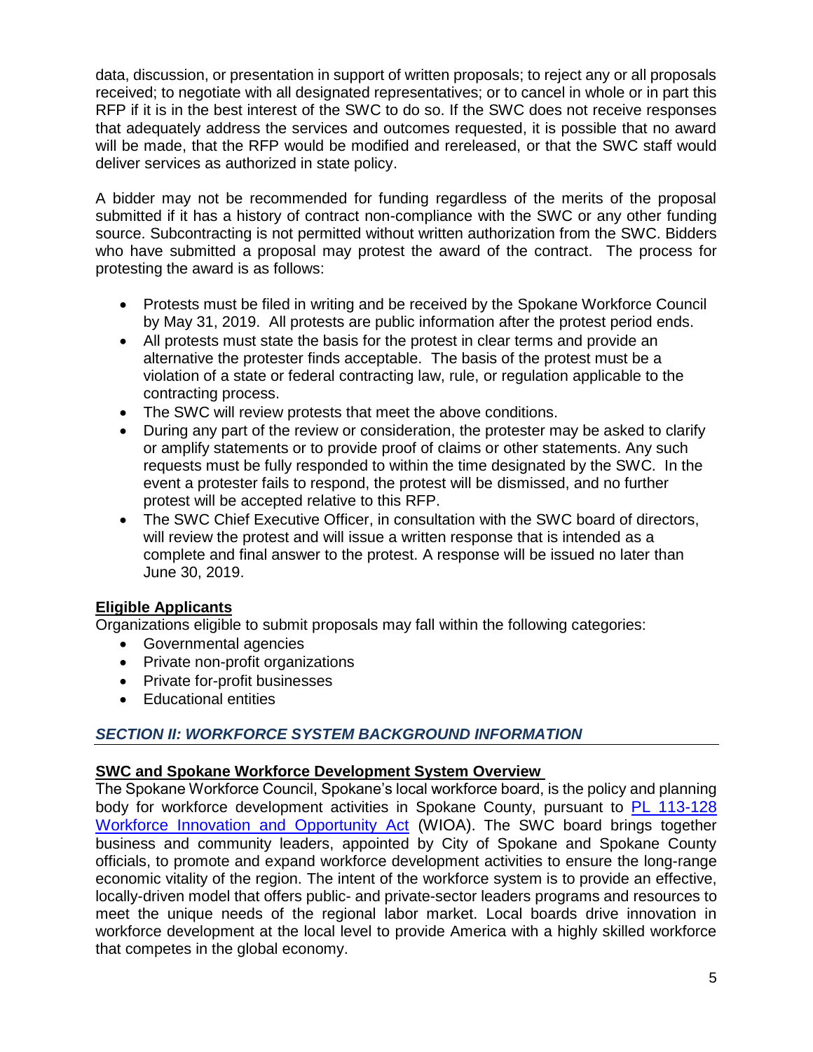data, discussion, or presentation in support of written proposals; to reject any or all proposals received; to negotiate with all designated representatives; or to cancel in whole or in part this RFP if it is in the best interest of the SWC to do so. If the SWC does not receive responses that adequately address the services and outcomes requested, it is possible that no award will be made, that the RFP would be modified and rereleased, or that the SWC staff would deliver services as authorized in state policy.

A bidder may not be recommended for funding regardless of the merits of the proposal submitted if it has a history of contract non-compliance with the SWC or any other funding source. Subcontracting is not permitted without written authorization from the SWC. Bidders who have submitted a proposal may protest the award of the contract. The process for protesting the award is as follows:

- Protests must be filed in writing and be received by the Spokane Workforce Council by May 31, 2019. All protests are public information after the protest period ends.
- All protests must state the basis for the protest in clear terms and provide an alternative the protester finds acceptable. The basis of the protest must be a violation of a state or federal contracting law, rule, or regulation applicable to the contracting process.
- The SWC will review protests that meet the above conditions.
- During any part of the review or consideration, the protester may be asked to clarify or amplify statements or to provide proof of claims or other statements. Any such requests must be fully responded to within the time designated by the SWC. In the event a protester fails to respond, the protest will be dismissed, and no further protest will be accepted relative to this RFP.
- The SWC Chief Executive Officer, in consultation with the SWC board of directors, will review the protest and will issue a written response that is intended as a complete and final answer to the protest. A response will be issued no later than June 30, 2019.

**Eligible Applicants**

Organizations eligible to submit proposals may fall within the following categories:

- Governmental agencies
- Private non-profit organizations
- Private for-profit businesses
- Educational entities

## *SECTION II: WORKFORCE SYSTEM BACKGROUND INFORMATION*

**SWC and Spokane Workforce Development System Overview**

The Spokane Workforce Council, Spokane's local workforce board, is the policy and planning body for workforce development activities in Spokane County, pursuant to PL 113-128 Workforce Innovation and Opportunity Act (WIOA). The SWC board brings together business and community leaders, appointed by City of Spokane and Spokane County officials, to promote and expand workforce development activities to ensure the long-range economic vitality of the region. The intent of the workforce system is to provide an effective, locally-driven model that offers public- and private-sector leaders programs and resources to meet the unique needs of the regional labor market. Local boards drive innovation in workforce development at the local level to provide America with a highly skilled workforce that competes in the global economy.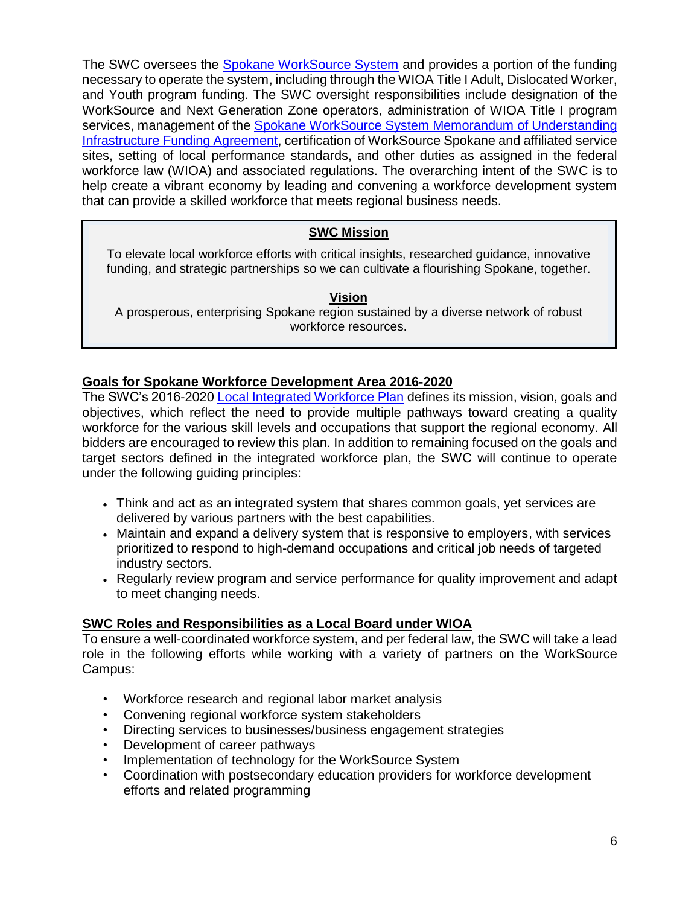The SWC oversees the Spokane WorkSource System and provides a portion of the funding necessary to operate the system, including through the WIOA Title I Adult, Dislocated Worker, and Youth program funding. The SWC oversight responsibilities include designation of the WorkSource and Next Generation Zone operators, administration of WIOA Title I program services, management of the Spokane WorkSource System Memorandum of Understanding Infrastructure Funding Agreement, certification of WorkSource Spokane and affiliated service sites, setting of local performance standards, and other duties as assigned in the federal workforce law (WIOA) and associated regulations. The overarching intent of the SWC is to help create a vibrant economy by leading and convening a workforce development system that can provide a skilled workforce that meets regional business needs.

**SWC Mission**

To elevate local workforce efforts with critical insights, researched guidance, innovative funding, and strategic partnerships so we can cultivate a flourishing Spokane, together.

**Vision**

A prosperous, enterprising Spokane region sustained by a diverse network of robust workforce resources.

**Goals for Spokane Workforce Development Area 2016-2020**

The SWC's 2016-2020 Local Integrated Workforce Plan defines its mission, vision, goals and objectives, which reflect the need to provide multiple pathways toward creating a quality workforce for the various skill levels and occupations that support the regional economy. All bidders are encouraged to review this plan. In addition to remaining focused on the goals and target sectors defined in the integrated workforce plan, the SWC will continue to operate under the following guiding principles:

- Think and act as an integrated system that shares common goals, yet services are delivered by various partners with the best capabilities.
- Maintain and expand a delivery system that is responsive to employers, with services prioritized to respond to high-demand occupations and critical job needs of targeted industry sectors.
- Regularly review program and service performance for quality improvement and adapt to meet changing needs.

**SWC Roles and Responsibilities as a Local Board under WIOA**

To ensure a well-coordinated workforce system, and per federal law, the SWC will take a lead role in the following efforts while working with a variety of partners on the WorkSource Campus:

- Workforce research and regional labor market analysis
- Convening regional workforce system stakeholders
- Directing services to businesses/business engagement strategies
- Development of career pathways
- Implementation of technology for the WorkSource System
- Coordination with postsecondary education providers for workforce development efforts and related programming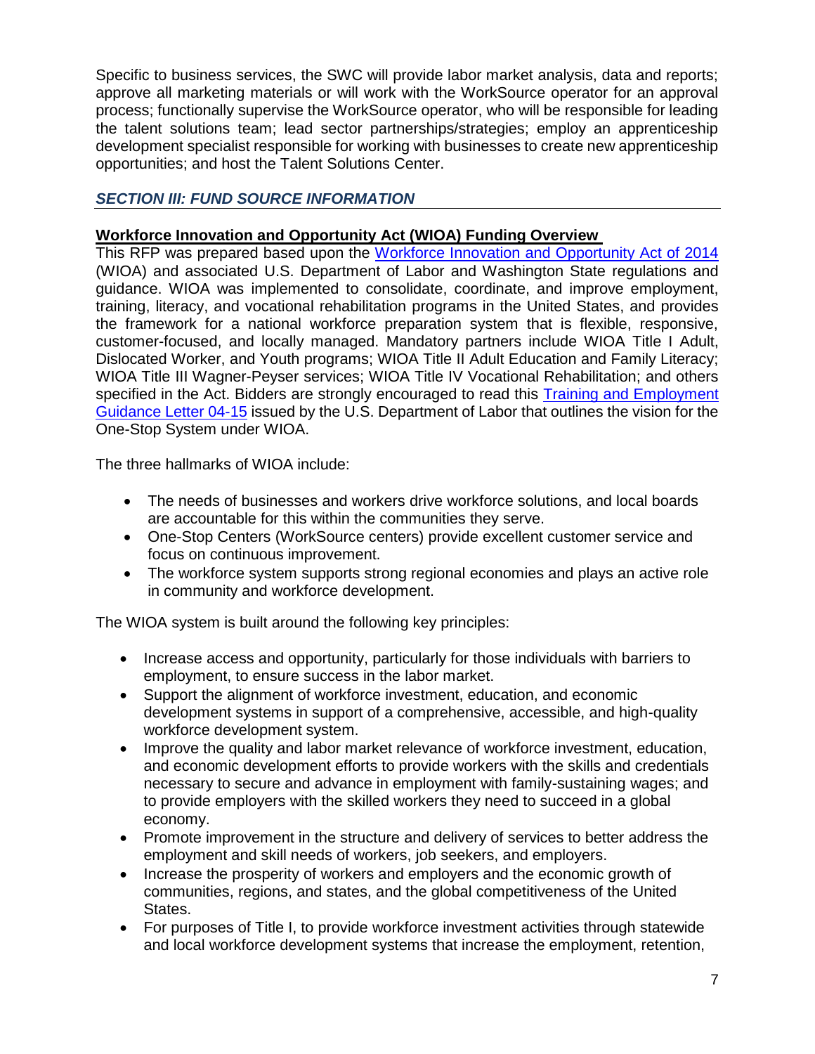Specific to business services, the SWC will provide labor market analysis, data and reports; approve all marketing materials or will work with the WorkSource operator for an approval process; functionally supervise the WorkSource operator, who will be responsible for leading the talent solutions team; lead sector partnerships/strategies; employ an apprenticeship development specialist responsible for working with businesses to create new apprenticeship opportunities; and host the Talent Solutions Center.

## *SECTION III: FUND SOURCE INFORMATION*

**Workforce Innovation and Opportunity Act (WIOA) Funding Overview**

This RFP was prepared based upon the Workforce Innovation and Opportunity Act of 2014 (WIOA) and associated U.S. Department of Labor and Washington State regulations and guidance. WIOA was implemented to consolidate, coordinate, and improve employment, training, literacy, and vocational rehabilitation programs in the United States, and provides the framework for a national workforce preparation system that is flexible, responsive, customer-focused, and locally managed. Mandatory partners include WIOA Title I Adult, Dislocated Worker, and Youth programs; WIOA Title II Adult Education and Family Literacy; WIOA Title III Wagner-Peyser services; WIOA Title IV Vocational Rehabilitation; and others specified in the Act. Bidders are strongly encouraged to read this Training and Employment Guidance Letter 04-15 issued by the U.S. Department of Labor that outlines the vision for the One-Stop System under WIOA.

The three hallmarks of WIOA include:

- The needs of businesses and workers drive workforce solutions, and local boards are accountable for this within the communities they serve.
- One-Stop Centers (WorkSource centers) provide excellent customer service and focus on continuous improvement.
- The workforce system supports strong regional economies and plays an active role in community and workforce development.

The WIOA system is built around the following key principles:

- Increase access and opportunity, particularly for those individuals with barriers to employment, to ensure success in the labor market.
- Support the alignment of workforce investment, education, and economic development systems in support of a comprehensive, accessible, and high-quality workforce development system.
- Improve the quality and labor market relevance of workforce investment, education, and economic development efforts to provide workers with the skills and credentials necessary to secure and advance in employment with family-sustaining wages; and to provide employers with the skilled workers they need to succeed in a global economy.
- Promote improvement in the structure and delivery of services to better address the employment and skill needs of workers, job seekers, and employers.
- Increase the prosperity of workers and employers and the economic growth of communities, regions, and states, and the global competitiveness of the United States.
- For purposes of Title I, to provide workforce investment activities through statewide and local workforce development systems that increase the employment, retention,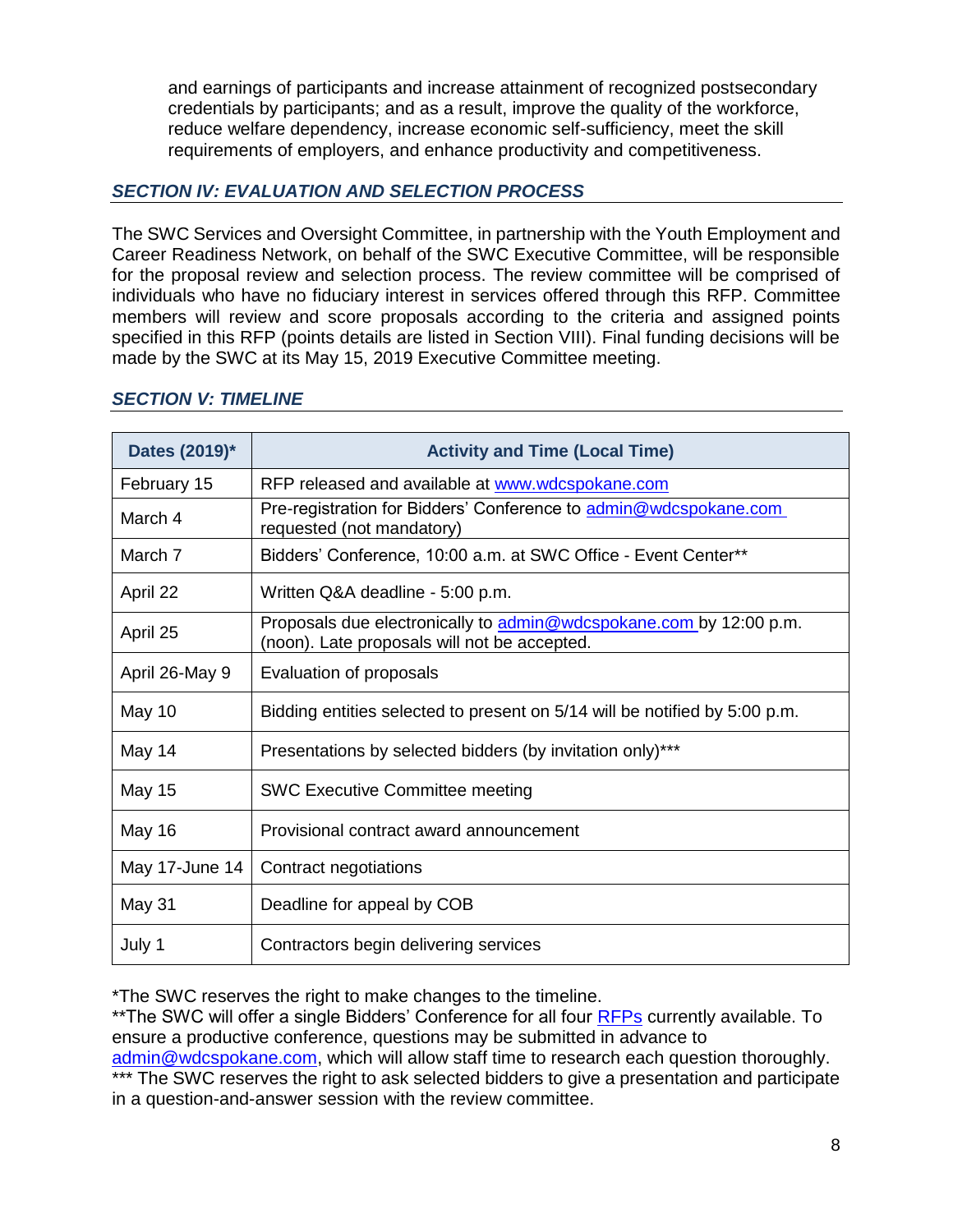and earnings of participants and increase attainment of recognized postsecondary credentials by participants; and as a result, improve the quality of the workforce, reduce welfare dependency, increase economic self-sufficiency, meet the skill requirements of employers, and enhance productivity and competitiveness.

## *SECTION IV: EVALUATION AND SELECTION PROCESS*

The SWC Services and Oversight Committee, in partnership with the Youth Employment and Career Readiness Network, on behalf of the SWC Executive Committee, will be responsible for the proposal review and selection process. The review committee will be comprised of individuals who have no fiduciary interest in services offered through this RFP. Committee members will review and score proposals according to the criteria and assigned points specified in this RFP (points details are listed in Section VIII). Final funding decisions will be made by the SWC at its May 15, 2019 Executive Committee meeting.

## *SECTION V: TIMELINE*

| Dates (2019)* | Activity and Time (Local Time) |
|---|---|
| February 15 | RFP released and available at www.wdcspokane.com |
| March 4 | Pre-registration for Bidders' Conference to admin@wdcspokane.com requested (not mandatory) |
| March 7 | Bidders' Conference, 10:00 a.m. at SWC Office - Event Center** |
| April 22 | Written Q&A deadline - 5:00 p.m. |
| April 25 | Proposals due electronically to admin@wdcspokane.com by 12:00 p.m. (noon). Late proposals will not be accepted. |
| April 26-May 9 | Evaluation of proposals |
| May 10 | Bidding entities selected to present on 5/14 will be notified by 5:00 p.m. |
| May 14 | Presentations by selected bidders (by invitation only)*** |
| May 15 | SWC Executive Committee meeting |
| May 16 | Provisional contract award announcement |
| May 17-June 14 | Contract negotiations |
| May 31 | Deadline for appeal by COB |
| July 1 | Contractors begin delivering services |

*The SWC reserves the right to make changes to the timeline.
**The SWC will offer a single Bidders' Conference for all four RFPs currently available. To ensure a productive conference, questions may be submitted in advance to admin@wdcspokane.com, which will allow staff time to research each question thoroughly.
*** The SWC reserves the right to ask selected bidders to give a presentation and participate in a question-and-answer session with the review committee.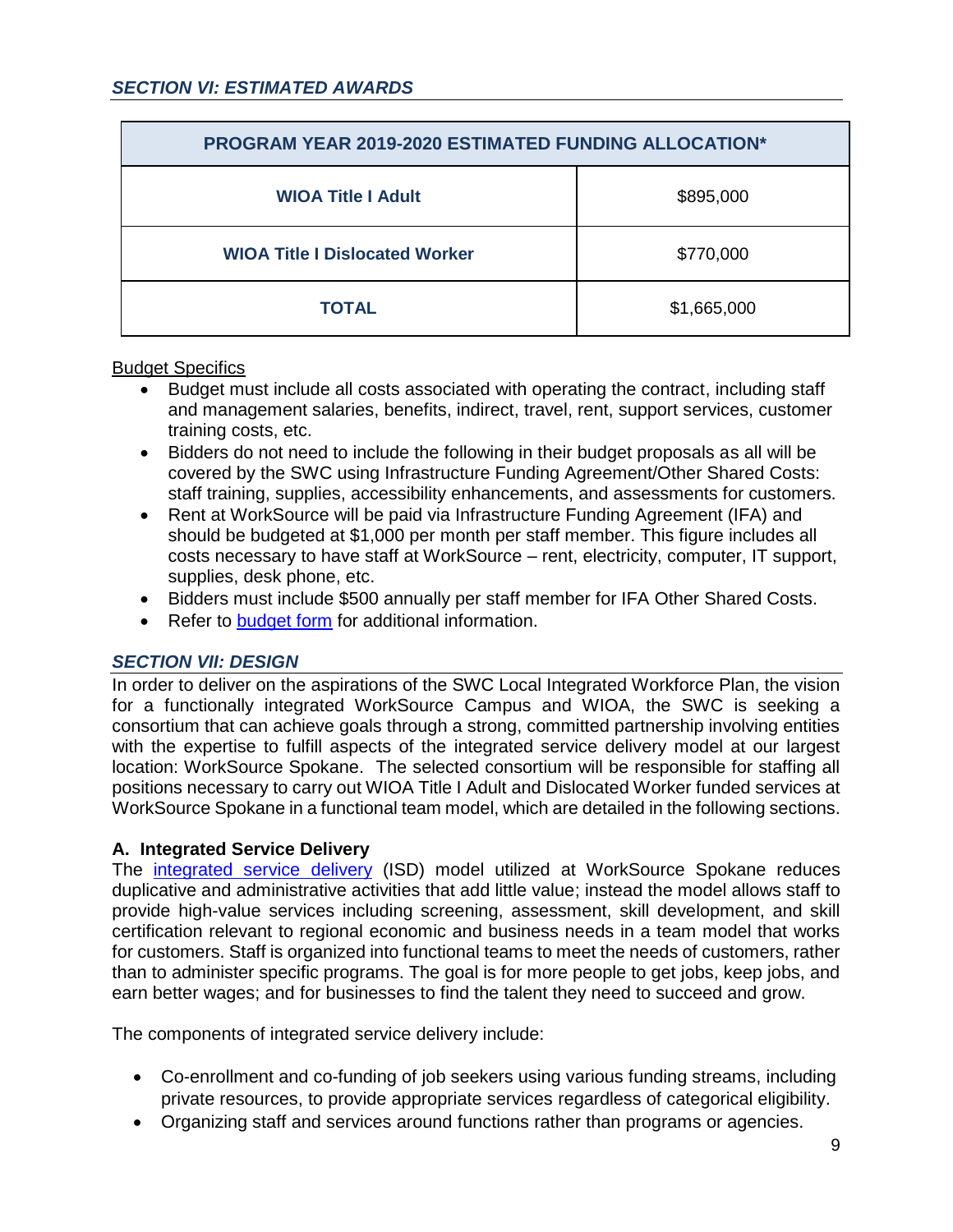## *SECTION VI: ESTIMATED AWARDS*

| PROGRAM YEAR 2019-2020 ESTIMATED FUNDING ALLOCATION* | |
|---|---|
| **WIOA Title I Adult** | $895,000 |
| **WIOA Title I Dislocated Worker** | $770,000 |
| **TOTAL** | $1,665,000 |

Budget Specifics

- Budget must include all costs associated with operating the contract, including staff and management salaries, benefits, indirect, travel, rent, support services, customer training costs, etc.
- Bidders do not need to include the following in their budget proposals as all will be covered by the SWC using Infrastructure Funding Agreement/Other Shared Costs: staff training, supplies, accessibility enhancements, and assessments for customers.
- Rent at WorkSource will be paid via Infrastructure Funding Agreement (IFA) and should be budgeted at $1,000 per month per staff member. This figure includes all costs necessary to have staff at WorkSource – rent, electricity, computer, IT support, supplies, desk phone, etc.
- Bidders must include $500 annually per staff member for IFA Other Shared Costs.
- Refer to budget form for additional information.

## *SECTION VII: DESIGN*

In order to deliver on the aspirations of the SWC Local Integrated Workforce Plan, the vision for a functionally integrated WorkSource Campus and WIOA, the SWC is seeking a consortium that can achieve goals through a strong, committed partnership involving entities with the expertise to fulfill aspects of the integrated service delivery model at our largest location: WorkSource Spokane. The selected consortium will be responsible for staffing all positions necessary to carry out WIOA Title I Adult and Dislocated Worker funded services at WorkSource Spokane in a functional team model, which are detailed in the following sections.

### A. Integrated Service Delivery

The integrated service delivery (ISD) model utilized at WorkSource Spokane reduces duplicative and administrative activities that add little value; instead the model allows staff to provide high-value services including screening, assessment, skill development, and skill certification relevant to regional economic and business needs in a team model that works for customers. Staff is organized into functional teams to meet the needs of customers, rather than to administer specific programs. The goal is for more people to get jobs, keep jobs, and earn better wages; and for businesses to find the talent they need to succeed and grow.

The components of integrated service delivery include:

- Co-enrollment and co-funding of job seekers using various funding streams, including private resources, to provide appropriate services regardless of categorical eligibility.
- Organizing staff and services around functions rather than programs or agencies.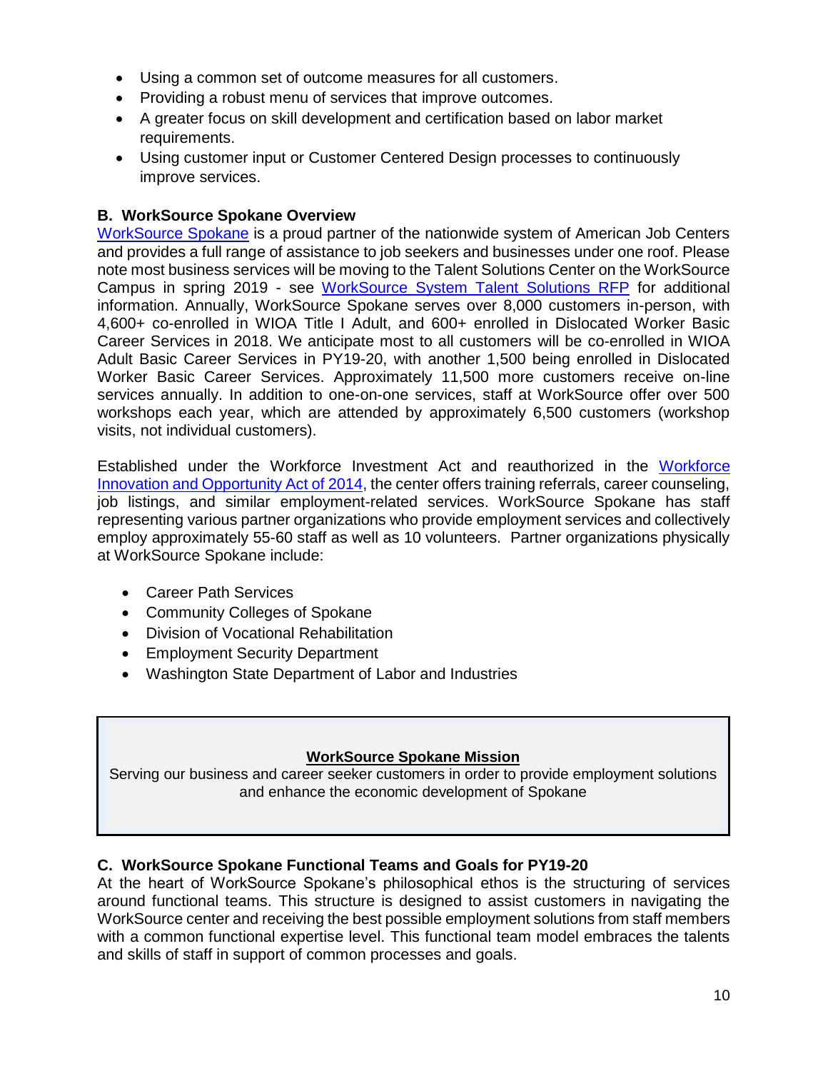- Using a common set of outcome measures for all customers.
- Providing a robust menu of services that improve outcomes.
- A greater focus on skill development and certification based on labor market requirements.
- Using customer input or Customer Centered Design processes to continuously improve services.

### B. WorkSource Spokane Overview

WorkSource Spokane is a proud partner of the nationwide system of American Job Centers and provides a full range of assistance to job seekers and businesses under one roof. Please note most business services will be moving to the Talent Solutions Center on the WorkSource Campus in spring 2019 - see WorkSource System Talent Solutions RFP for additional information. Annually, WorkSource Spokane serves over 8,000 customers in-person, with 4,600+ co-enrolled in WIOA Title I Adult, and 600+ enrolled in Dislocated Worker Basic Career Services in 2018. We anticipate most to all customers will be co-enrolled in WIOA Adult Basic Career Services in PY19-20, with another 1,500 being enrolled in Dislocated Worker Basic Career Services. Approximately 11,500 more customers receive on-line services annually. In addition to one-on-one services, staff at WorkSource offer over 500 workshops each year, which are attended by approximately 6,500 customers (workshop visits, not individual customers).

Established under the Workforce Investment Act and reauthorized in the Workforce Innovation and Opportunity Act of 2014, the center offers training referrals, career counseling, job listings, and similar employment-related services. WorkSource Spokane has staff representing various partner organizations who provide employment services and collectively employ approximately 55-60 staff as well as 10 volunteers. Partner organizations physically at WorkSource Spokane include:

- Career Path Services
- Community Colleges of Spokane
- Division of Vocational Rehabilitation
- Employment Security Department
- Washington State Department of Labor and Industries

**WorkSource Spokane Mission**

Serving our business and career seeker customers in order to provide employment solutions and enhance the economic development of Spokane

### C. WorkSource Spokane Functional Teams and Goals for PY19-20

At the heart of WorkSource Spokane's philosophical ethos is the structuring of services around functional teams. This structure is designed to assist customers in navigating the WorkSource center and receiving the best possible employment solutions from staff members with a common functional expertise level. This functional team model embraces the talents and skills of staff in support of common processes and goals.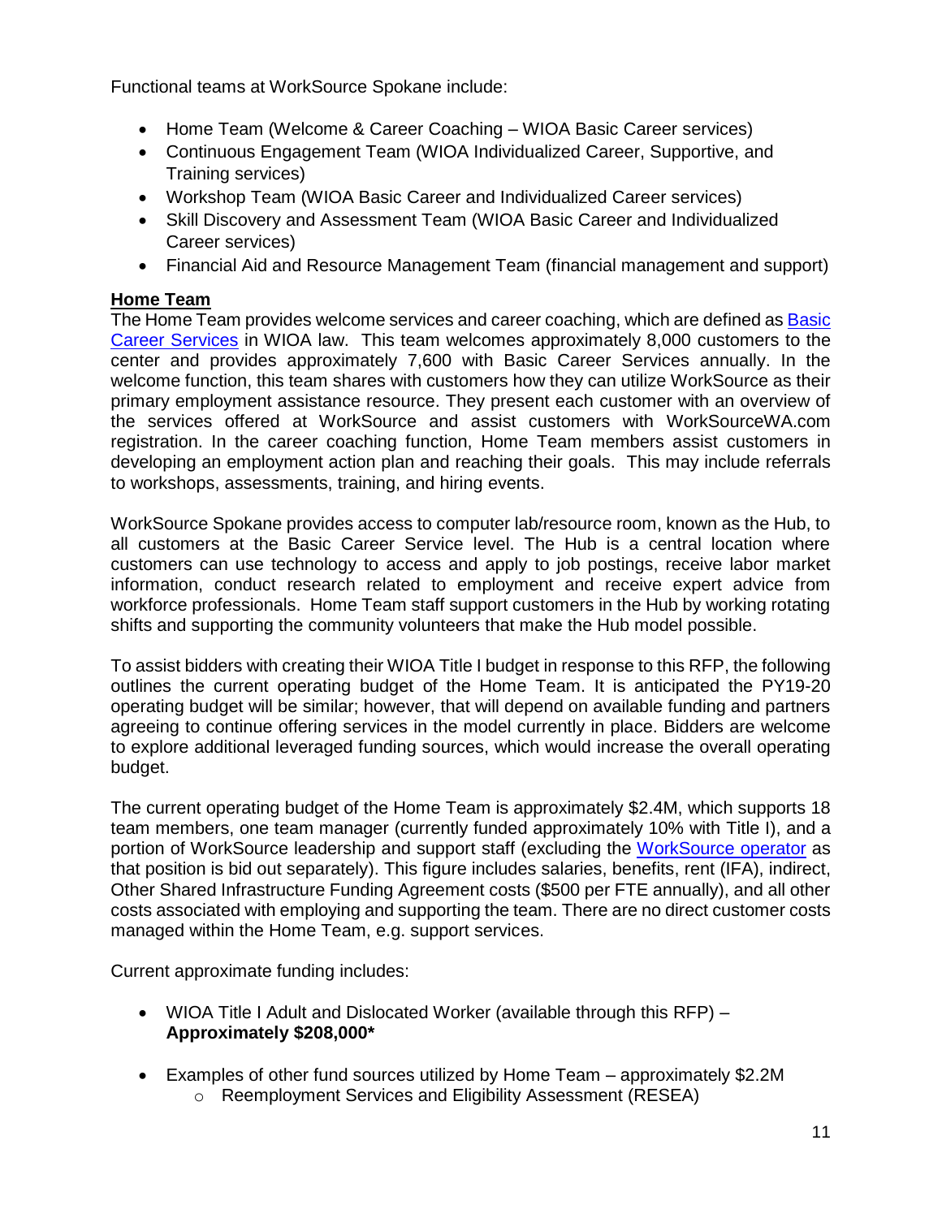Functional teams at WorkSource Spokane include:

- Home Team (Welcome & Career Coaching – WIOA Basic Career services)
- Continuous Engagement Team (WIOA Individualized Career, Supportive, and Training services)
- Workshop Team (WIOA Basic Career and Individualized Career services)
- Skill Discovery and Assessment Team (WIOA Basic Career and Individualized Career services)
- Financial Aid and Resource Management Team (financial management and support)

## Home Team

The Home Team provides welcome services and career coaching, which are defined as Basic Career Services in WIOA law. This team welcomes approximately 8,000 customers to the center and provides approximately 7,600 with Basic Career Services annually. In the welcome function, this team shares with customers how they can utilize WorkSource as their primary employment assistance resource. They present each customer with an overview of the services offered at WorkSource and assist customers with WorkSourceWA.com registration. In the career coaching function, Home Team members assist customers in developing an employment action plan and reaching their goals. This may include referrals to workshops, assessments, training, and hiring events.

WorkSource Spokane provides access to computer lab/resource room, known as the Hub, to all customers at the Basic Career Service level. The Hub is a central location where customers can use technology to access and apply to job postings, receive labor market information, conduct research related to employment and receive expert advice from workforce professionals. Home Team staff support customers in the Hub by working rotating shifts and supporting the community volunteers that make the Hub model possible.

To assist bidders with creating their WIOA Title I budget in response to this RFP, the following outlines the current operating budget of the Home Team. It is anticipated the PY19-20 operating budget will be similar; however, that will depend on available funding and partners agreeing to continue offering services in the model currently in place. Bidders are welcome to explore additional leveraged funding sources, which would increase the overall operating budget.

The current operating budget of the Home Team is approximately $2.4M, which supports 18 team members, one team manager (currently funded approximately 10% with Title I), and a portion of WorkSource leadership and support staff (excluding the WorkSource operator as that position is bid out separately). This figure includes salaries, benefits, rent (IFA), indirect, Other Shared Infrastructure Funding Agreement costs ($500 per FTE annually), and all other costs associated with employing and supporting the team. There are no direct customer costs managed within the Home Team, e.g. support services.

Current approximate funding includes:

- WIOA Title I Adult and Dislocated Worker (available through this RFP) – **Approximately $208,000***
- Examples of other fund sources utilized by Home Team – approximately $2.2M
  - Reemployment Services and Eligibility Assessment (RESEA)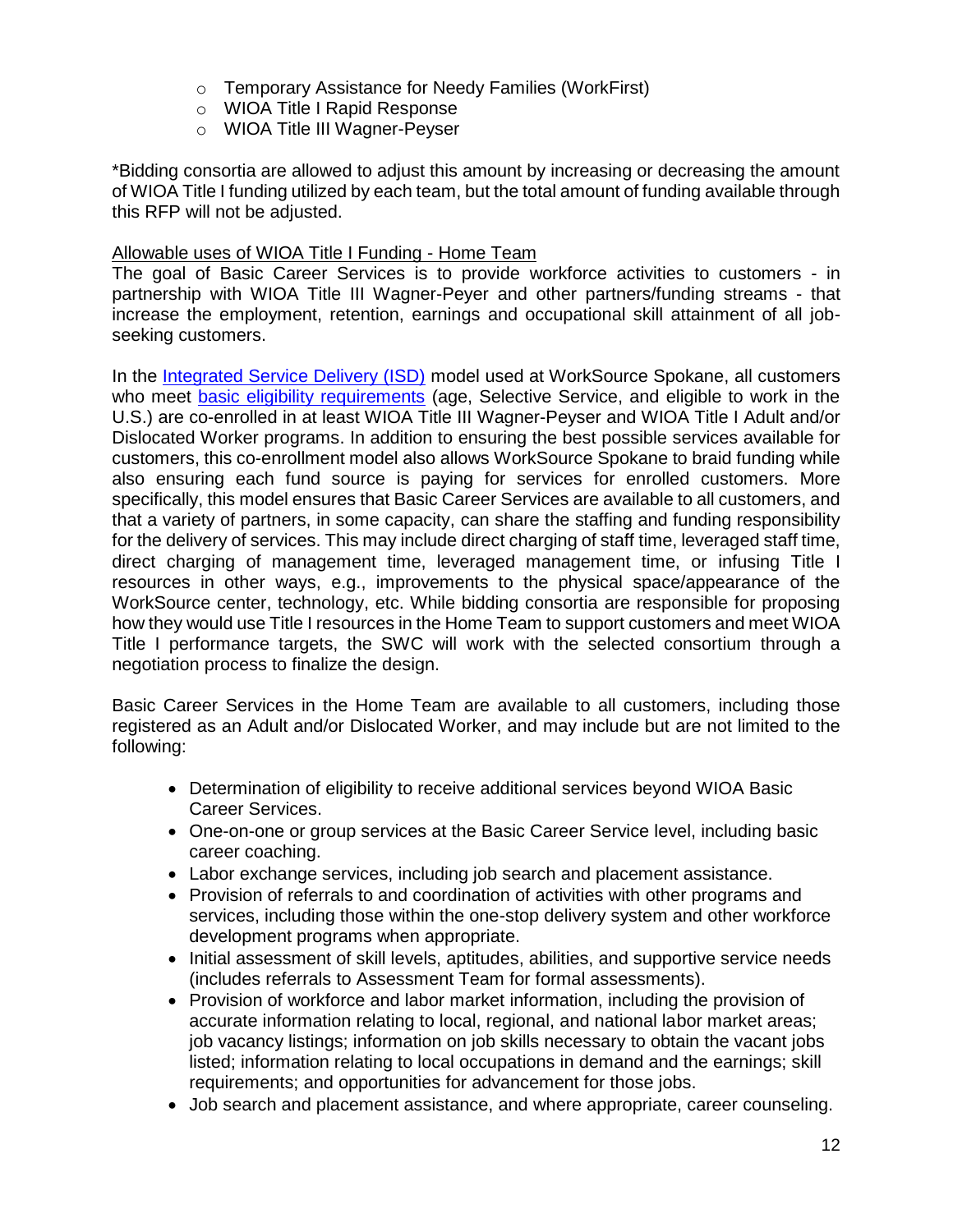- Temporary Assistance for Needy Families (WorkFirst)
- WIOA Title I Rapid Response
- WIOA Title III Wagner-Peyser

*Bidding consortia are allowed to adjust this amount by increasing or decreasing the amount of WIOA Title I funding utilized by each team, but the total amount of funding available through this RFP will not be adjusted.

Allowable uses of WIOA Title I Funding - Home Team

The goal of Basic Career Services is to provide workforce activities to customers - in partnership with WIOA Title III Wagner-Peyer and other partners/funding streams - that increase the employment, retention, earnings and occupational skill attainment of all job-seeking customers.

In the Integrated Service Delivery (ISD) model used at WorkSource Spokane, all customers who meet basic eligibility requirements (age, Selective Service, and eligible to work in the U.S.) are co-enrolled in at least WIOA Title III Wagner-Peyser and WIOA Title I Adult and/or Dislocated Worker programs. In addition to ensuring the best possible services available for customers, this co-enrollment model also allows WorkSource Spokane to braid funding while also ensuring each fund source is paying for services for enrolled customers. More specifically, this model ensures that Basic Career Services are available to all customers, and that a variety of partners, in some capacity, can share the staffing and funding responsibility for the delivery of services. This may include direct charging of staff time, leveraged staff time, direct charging of management time, leveraged management time, or infusing Title I resources in other ways, e.g., improvements to the physical space/appearance of the WorkSource center, technology, etc. While bidding consortia are responsible for proposing how they would use Title I resources in the Home Team to support customers and meet WIOA Title I performance targets, the SWC will work with the selected consortium through a negotiation process to finalize the design.

Basic Career Services in the Home Team are available to all customers, including those registered as an Adult and/or Dislocated Worker, and may include but are not limited to the following:

- Determination of eligibility to receive additional services beyond WIOA Basic Career Services.
- One-on-one or group services at the Basic Career Service level, including basic career coaching.
- Labor exchange services, including job search and placement assistance.
- Provision of referrals to and coordination of activities with other programs and services, including those within the one-stop delivery system and other workforce development programs when appropriate.
- Initial assessment of skill levels, aptitudes, abilities, and supportive service needs (includes referrals to Assessment Team for formal assessments).
- Provision of workforce and labor market information, including the provision of accurate information relating to local, regional, and national labor market areas; job vacancy listings; information on job skills necessary to obtain the vacant jobs listed; information relating to local occupations in demand and the earnings; skill requirements; and opportunities for advancement for those jobs.
- Job search and placement assistance, and where appropriate, career counseling.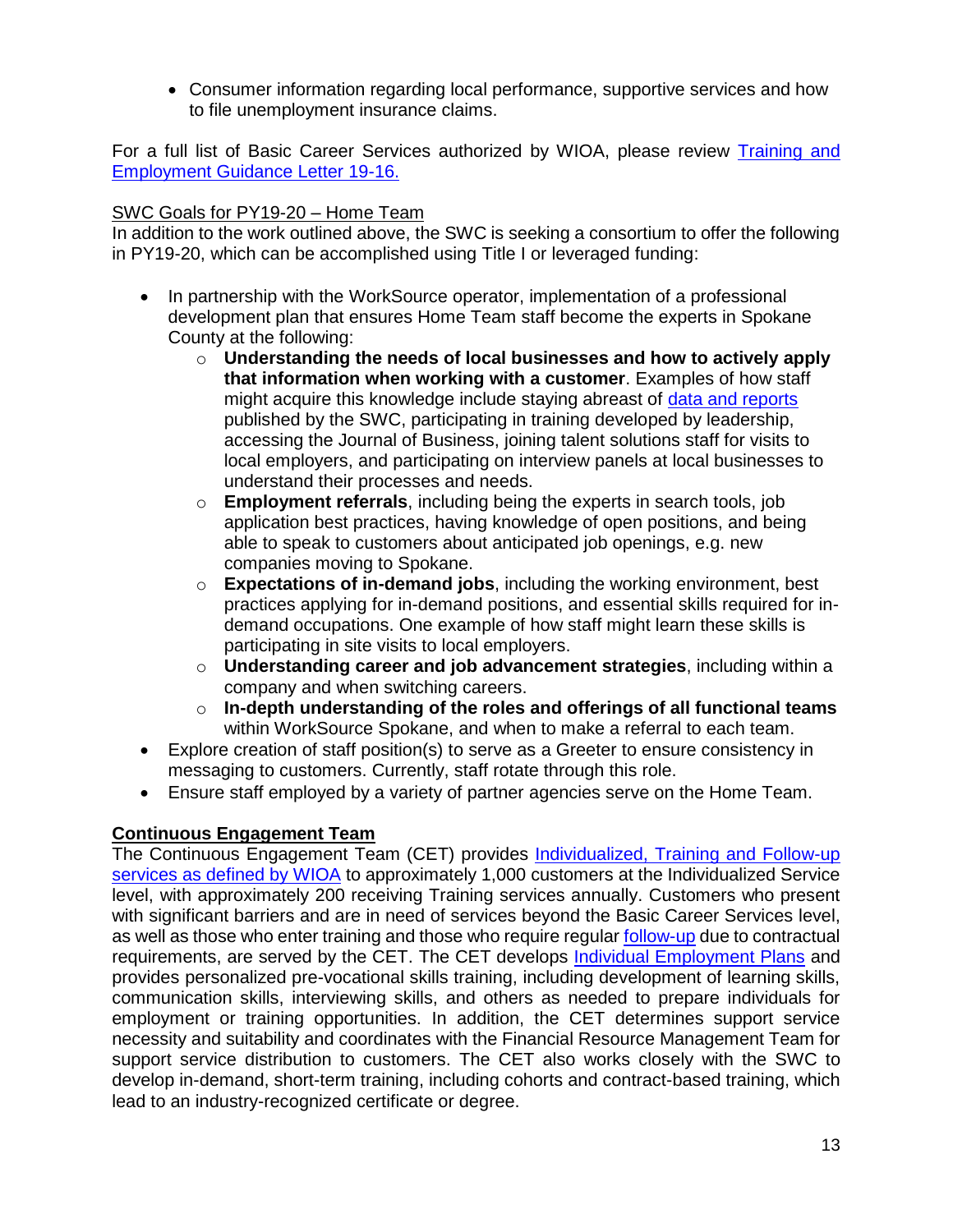- Consumer information regarding local performance, supportive services and how to file unemployment insurance claims.

For a full list of Basic Career Services authorized by WIOA, please review Training and Employment Guidance Letter 19-16.

SWC Goals for PY19-20 – Home Team

In addition to the work outlined above, the SWC is seeking a consortium to offer the following in PY19-20, which can be accomplished using Title I or leveraged funding:

- In partnership with the WorkSource operator, implementation of a professional development plan that ensures Home Team staff become the experts in Spokane County at the following:
  - **Understanding the needs of local businesses and how to actively apply that information when working with a customer**. Examples of how staff might acquire this knowledge include staying abreast of data and reports published by the SWC, participating in training developed by leadership, accessing the Journal of Business, joining talent solutions staff for visits to local employers, and participating on interview panels at local businesses to understand their processes and needs.
  - **Employment referrals**, including being the experts in search tools, job application best practices, having knowledge of open positions, and being able to speak to customers about anticipated job openings, e.g. new companies moving to Spokane.
  - **Expectations of in-demand jobs**, including the working environment, best practices applying for in-demand positions, and essential skills required for in-demand occupations. One example of how staff might learn these skills is participating in site visits to local employers.
  - **Understanding career and job advancement strategies**, including within a company and when switching careers.
  - **In-depth understanding of the roles and offerings of all functional teams** within WorkSource Spokane, and when to make a referral to each team.
- Explore creation of staff position(s) to serve as a Greeter to ensure consistency in messaging to customers. Currently, staff rotate through this role.
- Ensure staff employed by a variety of partner agencies serve on the Home Team.

**Continuous Engagement Team**

The Continuous Engagement Team (CET) provides Individualized, Training and Follow-up services as defined by WIOA to approximately 1,000 customers at the Individualized Service level, with approximately 200 receiving Training services annually. Customers who present with significant barriers and are in need of services beyond the Basic Career Services level, as well as those who enter training and those who require regular follow-up due to contractual requirements, are served by the CET. The CET develops Individual Employment Plans and provides personalized pre-vocational skills training, including development of learning skills, communication skills, interviewing skills, and others as needed to prepare individuals for employment or training opportunities. In addition, the CET determines support service necessity and suitability and coordinates with the Financial Resource Management Team for support service distribution to customers. The CET also works closely with the SWC to develop in-demand, short-term training, including cohorts and contract-based training, which lead to an industry-recognized certificate or degree.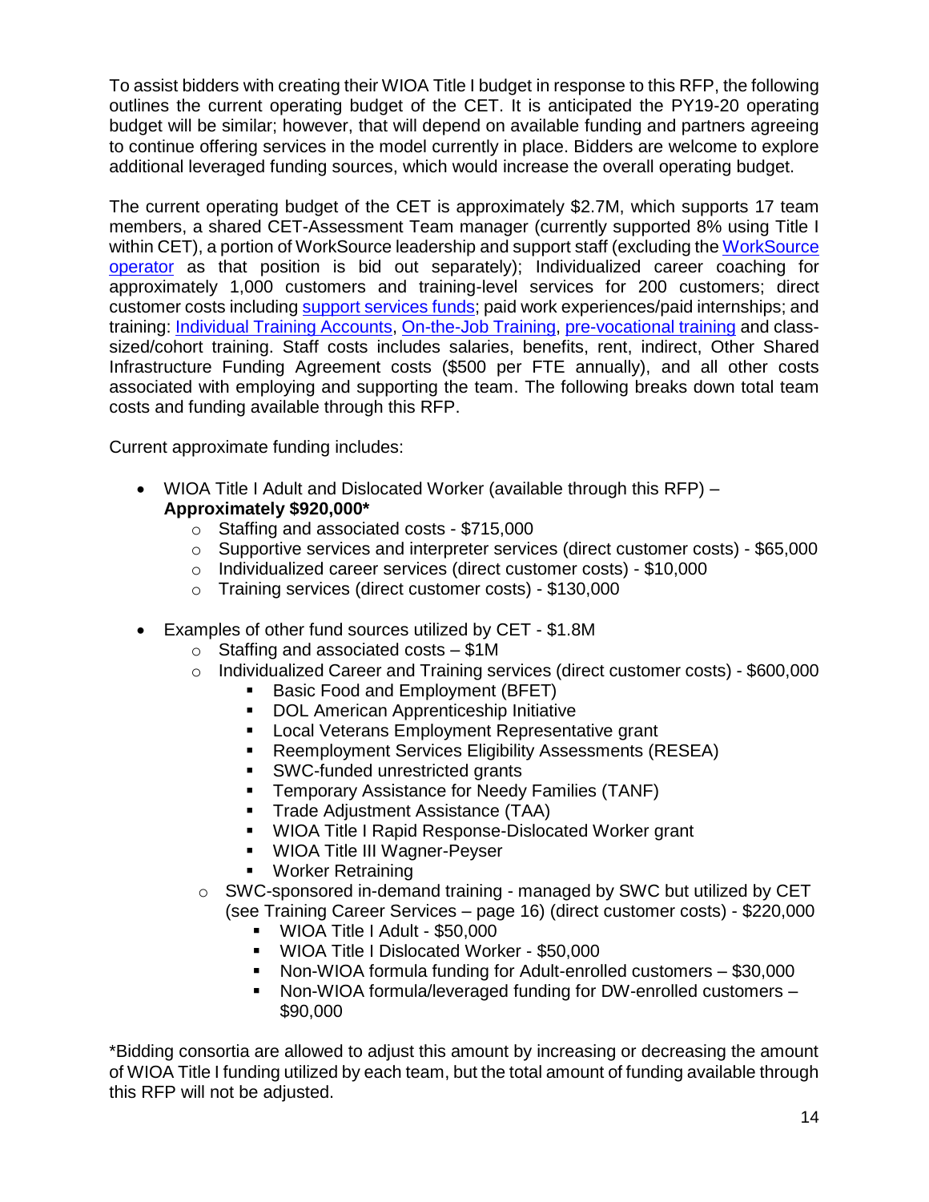To assist bidders with creating their WIOA Title I budget in response to this RFP, the following outlines the current operating budget of the CET. It is anticipated the PY19-20 operating budget will be similar; however, that will depend on available funding and partners agreeing to continue offering services in the model currently in place. Bidders are welcome to explore additional leveraged funding sources, which would increase the overall operating budget.

The current operating budget of the CET is approximately $2.7M, which supports 17 team members, a shared CET-Assessment Team manager (currently supported 8% using Title I within CET), a portion of WorkSource leadership and support staff (excluding the WorkSource operator as that position is bid out separately); Individualized career coaching for approximately 1,000 customers and training-level services for 200 customers; direct customer costs including support services funds; paid work experiences/paid internships; and training: Individual Training Accounts, On-the-Job Training, pre-vocational training and class-sized/cohort training. Staff costs includes salaries, benefits, rent, indirect, Other Shared Infrastructure Funding Agreement costs ($500 per FTE annually), and all other costs associated with employing and supporting the team. The following breaks down total team costs and funding available through this RFP.

Current approximate funding includes:

- WIOA Title I Adult and Dislocated Worker (available through this RFP) – **Approximately $920,000***
  - Staffing and associated costs - $715,000
  - Supportive services and interpreter services (direct customer costs) - $65,000
  - Individualized career services (direct customer costs) - $10,000
  - Training services (direct customer costs) - $130,000
- Examples of other fund sources utilized by CET - $1.8M
  - Staffing and associated costs – $1M
  - Individualized Career and Training services (direct customer costs) - $600,000
    - Basic Food and Employment (BFET)
    - DOL American Apprenticeship Initiative
    - Local Veterans Employment Representative grant
    - Reemployment Services Eligibility Assessments (RESEA)
    - SWC-funded unrestricted grants
    - Temporary Assistance for Needy Families (TANF)
    - Trade Adjustment Assistance (TAA)
    - WIOA Title I Rapid Response-Dislocated Worker grant
    - WIOA Title III Wagner-Peyser
    - Worker Retraining
  - SWC-sponsored in-demand training - managed by SWC but utilized by CET (see Training Career Services – page 16) (direct customer costs) - $220,000
    - WIOA Title I Adult - $50,000
    - WIOA Title I Dislocated Worker - $50,000
    - Non-WIOA formula funding for Adult-enrolled customers – $30,000
    - Non-WIOA formula/leveraged funding for DW-enrolled customers – $90,000

*Bidding consortia are allowed to adjust this amount by increasing or decreasing the amount of WIOA Title I funding utilized by each team, but the total amount of funding available through this RFP will not be adjusted.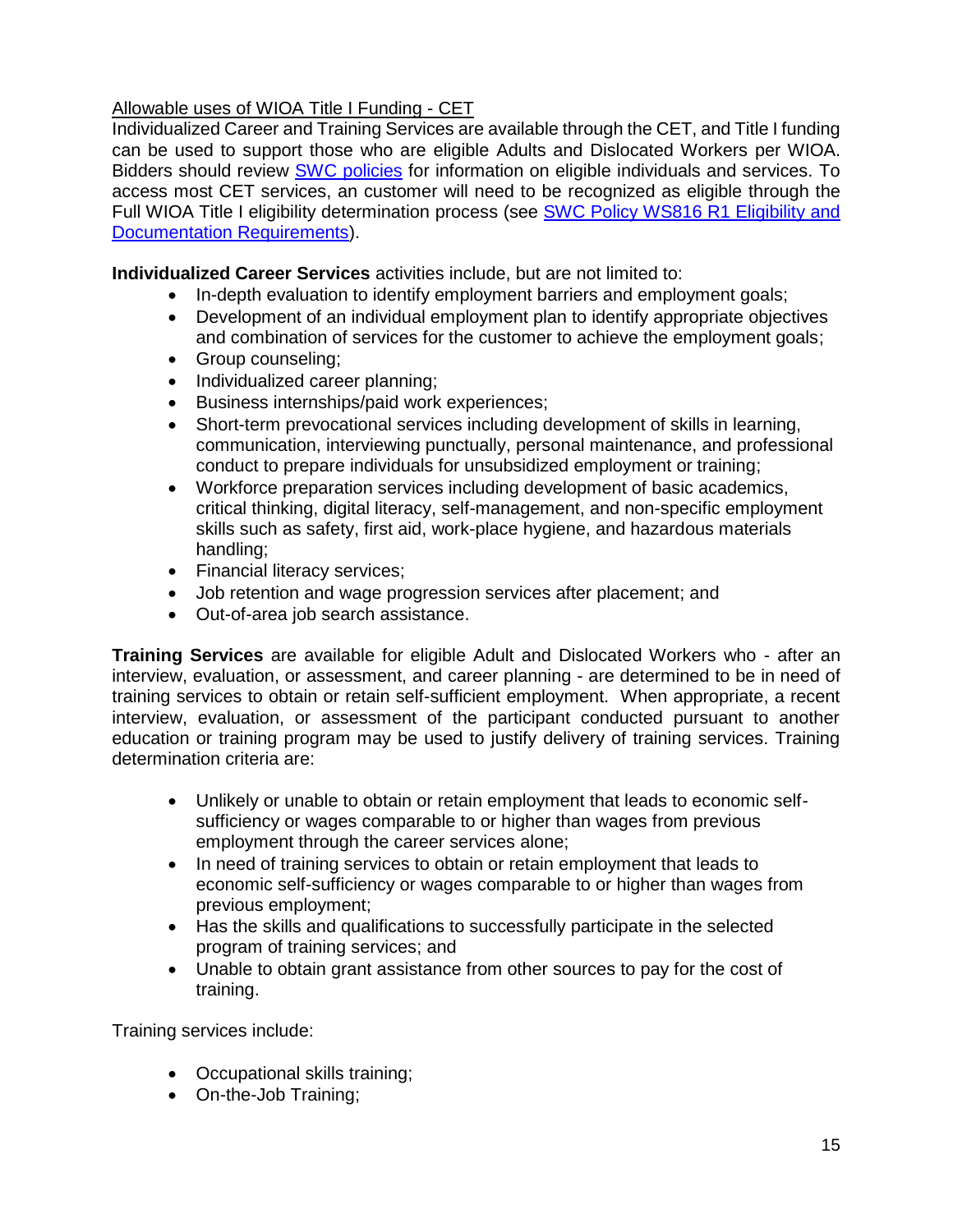<u>Allowable uses of WIOA Title I Funding - CET</u>

Individualized Career and Training Services are available through the CET, and Title I funding can be used to support those who are eligible Adults and Dislocated Workers per WIOA. Bidders should review [SWC policies](#) for information on eligible individuals and services. To access most CET services, an customer will need to be recognized as eligible through the Full WIOA Title I eligibility determination process (see [SWC Policy WS816 R1 Eligibility and Documentation Requirements](#)).

**Individualized Career Services** activities include, but are not limited to:

- In-depth evaluation to identify employment barriers and employment goals;
- Development of an individual employment plan to identify appropriate objectives and combination of services for the customer to achieve the employment goals;
- Group counseling;
- Individualized career planning;
- Business internships/paid work experiences;
- Short-term prevocational services including development of skills in learning, communication, interviewing punctually, personal maintenance, and professional conduct to prepare individuals for unsubsidized employment or training;
- Workforce preparation services including development of basic academics, critical thinking, digital literacy, self-management, and non-specific employment skills such as safety, first aid, work-place hygiene, and hazardous materials handling;
- Financial literacy services;
- Job retention and wage progression services after placement; and
- Out-of-area job search assistance.

**Training Services** are available for eligible Adult and Dislocated Workers who - after an interview, evaluation, or assessment, and career planning - are determined to be in need of training services to obtain or retain self-sufficient employment. When appropriate, a recent interview, evaluation, or assessment of the participant conducted pursuant to another education or training program may be used to justify delivery of training services. Training determination criteria are:

- Unlikely or unable to obtain or retain employment that leads to economic self-sufficiency or wages comparable to or higher than wages from previous employment through the career services alone;
- In need of training services to obtain or retain employment that leads to economic self-sufficiency or wages comparable to or higher than wages from previous employment;
- Has the skills and qualifications to successfully participate in the selected program of training services; and
- Unable to obtain grant assistance from other sources to pay for the cost of training.

Training services include:

- Occupational skills training;
- On-the-Job Training;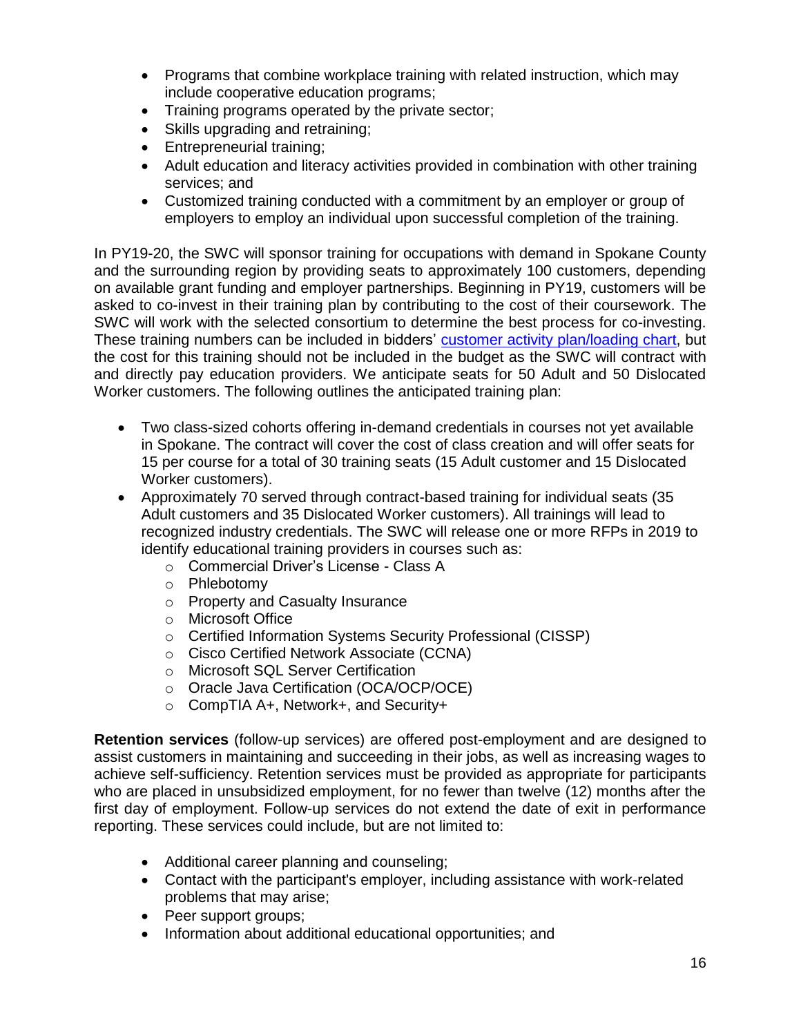- Programs that combine workplace training with related instruction, which may include cooperative education programs;
- Training programs operated by the private sector;
- Skills upgrading and retraining;
- Entrepreneurial training;
- Adult education and literacy activities provided in combination with other training services; and
- Customized training conducted with a commitment by an employer or group of employers to employ an individual upon successful completion of the training.

In PY19-20, the SWC will sponsor training for occupations with demand in Spokane County and the surrounding region by providing seats to approximately 100 customers, depending on available grant funding and employer partnerships. Beginning in PY19, customers will be asked to co-invest in their training plan by contributing to the cost of their coursework. The SWC will work with the selected consortium to determine the best process for co-investing. These training numbers can be included in bidders' customer activity plan/loading chart, but the cost for this training should not be included in the budget as the SWC will contract with and directly pay education providers. We anticipate seats for 50 Adult and 50 Dislocated Worker customers. The following outlines the anticipated training plan:

- Two class-sized cohorts offering in-demand credentials in courses not yet available in Spokane. The contract will cover the cost of class creation and will offer seats for 15 per course for a total of 30 training seats (15 Adult customer and 15 Dislocated Worker customers).
- Approximately 70 served through contract-based training for individual seats (35 Adult customers and 35 Dislocated Worker customers). All trainings will lead to recognized industry credentials. The SWC will release one or more RFPs in 2019 to identify educational training providers in courses such as:
  - Commercial Driver's License - Class A
  - Phlebotomy
  - Property and Casualty Insurance
  - Microsoft Office
  - Certified Information Systems Security Professional (CISSP)
  - Cisco Certified Network Associate (CCNA)
  - Microsoft SQL Server Certification
  - Oracle Java Certification (OCA/OCP/OCE)
  - CompTIA A+, Network+, and Security+

**Retention services** (follow-up services) are offered post-employment and are designed to assist customers in maintaining and succeeding in their jobs, as well as increasing wages to achieve self-sufficiency. Retention services must be provided as appropriate for participants who are placed in unsubsidized employment, for no fewer than twelve (12) months after the first day of employment. Follow-up services do not extend the date of exit in performance reporting. These services could include, but are not limited to:

- Additional career planning and counseling;
- Contact with the participant's employer, including assistance with work-related problems that may arise;
- Peer support groups;
- Information about additional educational opportunities; and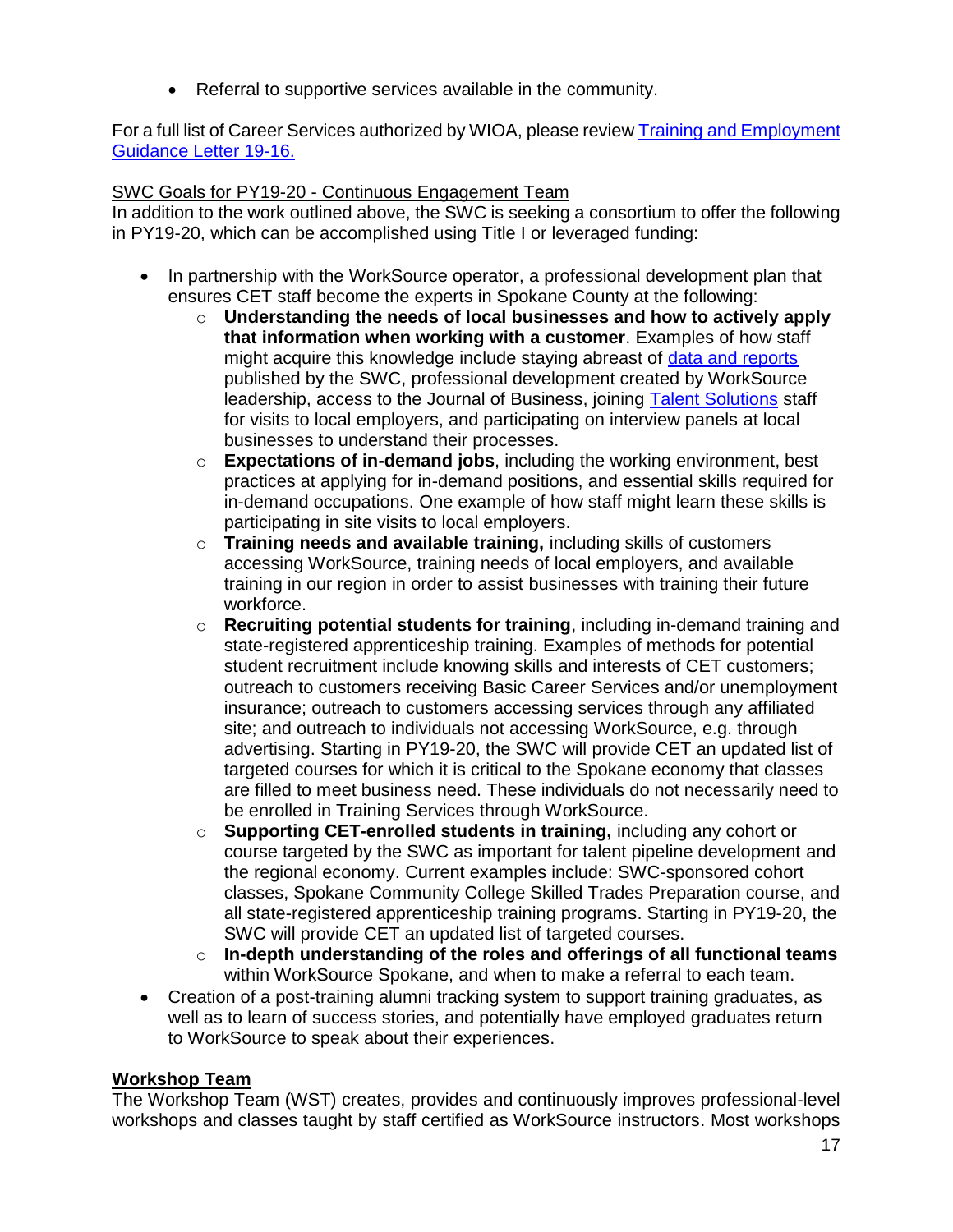- Referral to supportive services available in the community.

For a full list of Career Services authorized by WIOA, please review [Training and Employment Guidance Letter 19-16.]()

SWC Goals for PY19-20 - Continuous Engagement Team

In addition to the work outlined above, the SWC is seeking a consortium to offer the following in PY19-20, which can be accomplished using Title I or leveraged funding:

- In partnership with the WorkSource operator, a professional development plan that ensures CET staff become the experts in Spokane County at the following:
  - **Understanding the needs of local businesses and how to actively apply that information when working with a customer**. Examples of how staff might acquire this knowledge include staying abreast of [data and reports]() published by the SWC, professional development created by WorkSource leadership, access to the Journal of Business, joining [Talent Solutions]() staff for visits to local employers, and participating on interview panels at local businesses to understand their processes.
  - **Expectations of in-demand jobs**, including the working environment, best practices at applying for in-demand positions, and essential skills required for in-demand occupations. One example of how staff might learn these skills is participating in site visits to local employers.
  - **Training needs and available training,** including skills of customers accessing WorkSource, training needs of local employers, and available training in our region in order to assist businesses with training their future workforce.
  - **Recruiting potential students for training**, including in-demand training and state-registered apprenticeship training. Examples of methods for potential student recruitment include knowing skills and interests of CET customers; outreach to customers receiving Basic Career Services and/or unemployment insurance; outreach to customers accessing services through any affiliated site; and outreach to individuals not accessing WorkSource, e.g. through advertising. Starting in PY19-20, the SWC will provide CET an updated list of targeted courses for which it is critical to the Spokane economy that classes are filled to meet business need. These individuals do not necessarily need to be enrolled in Training Services through WorkSource.
  - **Supporting CET-enrolled students in training,** including any cohort or course targeted by the SWC as important for talent pipeline development and the regional economy. Current examples include: SWC-sponsored cohort classes, Spokane Community College Skilled Trades Preparation course, and all state-registered apprenticeship training programs. Starting in PY19-20, the SWC will provide CET an updated list of targeted courses.
  - **In-depth understanding of the roles and offerings of all functional teams** within WorkSource Spokane, and when to make a referral to each team.
- Creation of a post-training alumni tracking system to support training graduates, as well as to learn of success stories, and potentially have employed graduates return to WorkSource to speak about their experiences.

**Workshop Team**

The Workshop Team (WST) creates, provides and continuously improves professional-level workshops and classes taught by staff certified as WorkSource instructors. Most workshops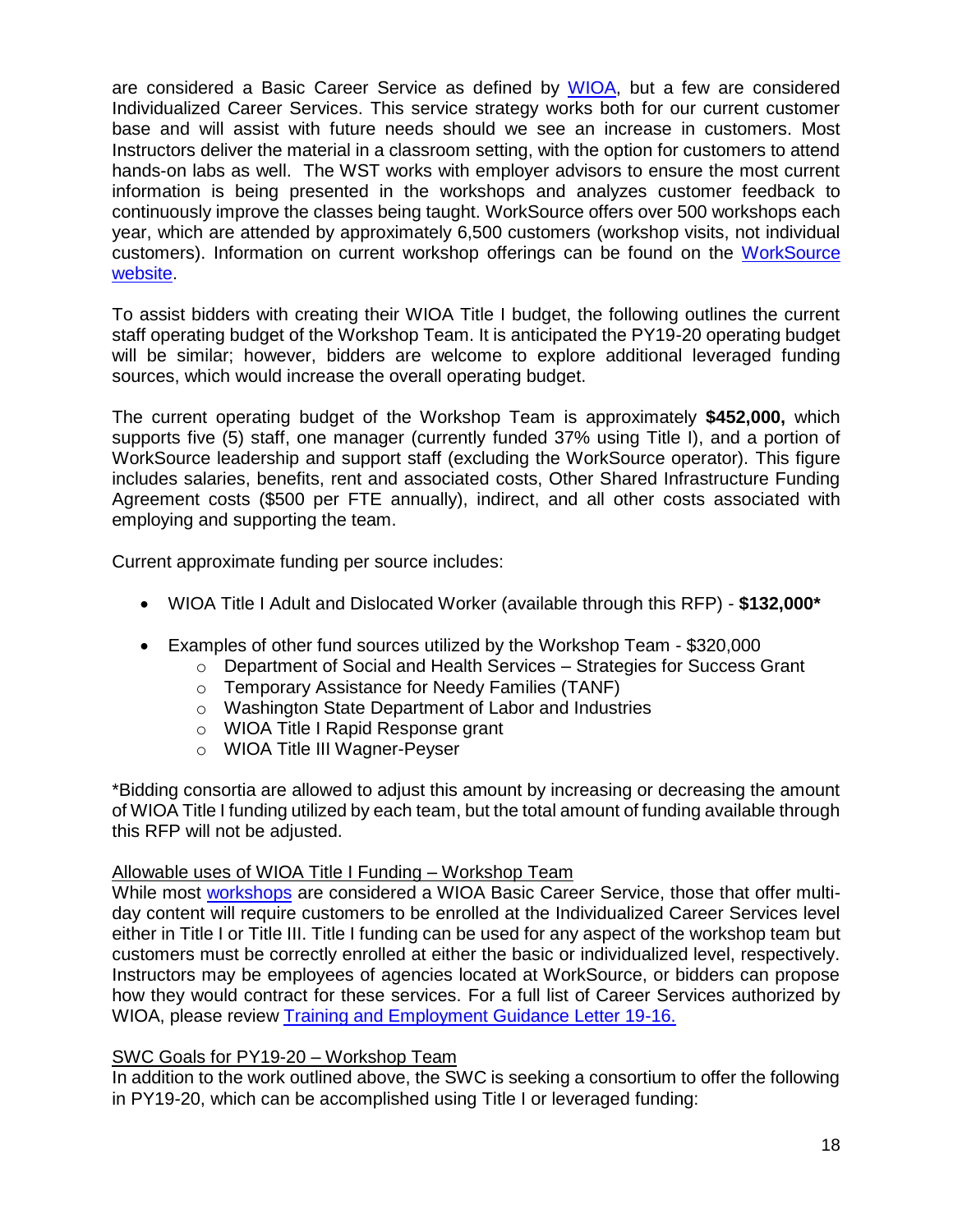are considered a Basic Career Service as defined by WIOA, but a few are considered Individualized Career Services. This service strategy works both for our current customer base and will assist with future needs should we see an increase in customers. Most Instructors deliver the material in a classroom setting, with the option for customers to attend hands-on labs as well. The WST works with employer advisors to ensure the most current information is being presented in the workshops and analyzes customer feedback to continuously improve the classes being taught. WorkSource offers over 500 workshops each year, which are attended by approximately 6,500 customers (workshop visits, not individual customers). Information on current workshop offerings can be found on the WorkSource website.

To assist bidders with creating their WIOA Title I budget, the following outlines the current staff operating budget of the Workshop Team. It is anticipated the PY19-20 operating budget will be similar; however, bidders are welcome to explore additional leveraged funding sources, which would increase the overall operating budget.

The current operating budget of the Workshop Team is approximately **$452,000,** which supports five (5) staff, one manager (currently funded 37% using Title I), and a portion of WorkSource leadership and support staff (excluding the WorkSource operator). This figure includes salaries, benefits, rent and associated costs, Other Shared Infrastructure Funding Agreement costs ($500 per FTE annually), indirect, and all other costs associated with employing and supporting the team.

Current approximate funding per source includes:

- WIOA Title I Adult and Dislocated Worker (available through this RFP) - **$132,000***
- Examples of other fund sources utilized by the Workshop Team - $320,000
  - Department of Social and Health Services – Strategies for Success Grant
  - Temporary Assistance for Needy Families (TANF)
  - Washington State Department of Labor and Industries
  - WIOA Title I Rapid Response grant
  - WIOA Title III Wagner-Peyser

*Bidding consortia are allowed to adjust this amount by increasing or decreasing the amount of WIOA Title I funding utilized by each team, but the total amount of funding available through this RFP will not be adjusted.

Allowable uses of WIOA Title I Funding – Workshop Team

While most workshops are considered a WIOA Basic Career Service, those that offer multi-day content will require customers to be enrolled at the Individualized Career Services level either in Title I or Title III. Title I funding can be used for any aspect of the workshop team but customers must be correctly enrolled at either the basic or individualized level, respectively. Instructors may be employees of agencies located at WorkSource, or bidders can propose how they would contract for these services. For a full list of Career Services authorized by WIOA, please review Training and Employment Guidance Letter 19-16.

SWC Goals for PY19-20 – Workshop Team

In addition to the work outlined above, the SWC is seeking a consortium to offer the following in PY19-20, which can be accomplished using Title I or leveraged funding: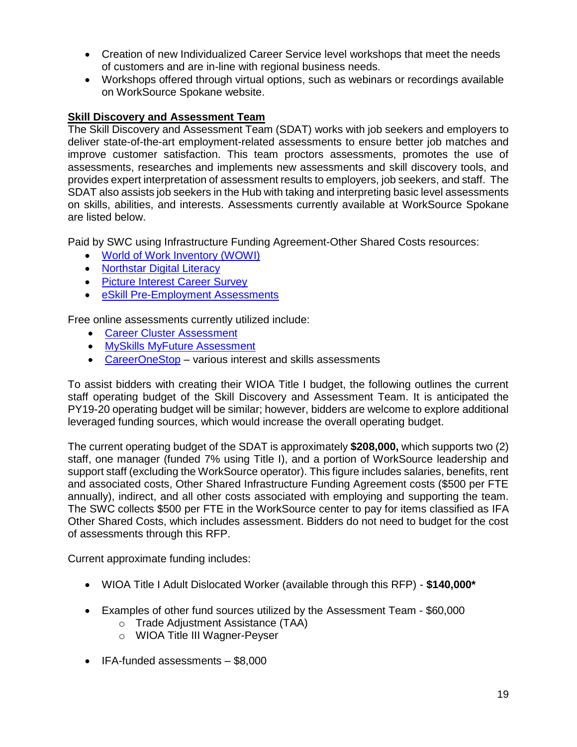- Creation of new Individualized Career Service level workshops that meet the needs of customers and are in-line with regional business needs.
- Workshops offered through virtual options, such as webinars or recordings available on WorkSource Spokane website.

**Skill Discovery and Assessment Team**

The Skill Discovery and Assessment Team (SDAT) works with job seekers and employers to deliver state-of-the-art employment-related assessments to ensure better job matches and improve customer satisfaction. This team proctors assessments, promotes the use of assessments, researches and implements new assessments and skill discovery tools, and provides expert interpretation of assessment results to employers, job seekers, and staff. The SDAT also assists job seekers in the Hub with taking and interpreting basic level assessments on skills, abilities, and interests. Assessments currently available at WorkSource Spokane are listed below.

Paid by SWC using Infrastructure Funding Agreement-Other Shared Costs resources:

- World of Work Inventory (WOWI)
- Northstar Digital Literacy
- Picture Interest Career Survey
- eSkill Pre-Employment Assessments

Free online assessments currently utilized include:

- Career Cluster Assessment
- MySkills MyFuture Assessment
- CareerOneStop – various interest and skills assessments

To assist bidders with creating their WIOA Title I budget, the following outlines the current staff operating budget of the Skill Discovery and Assessment Team. It is anticipated the PY19-20 operating budget will be similar; however, bidders are welcome to explore additional leveraged funding sources, which would increase the overall operating budget.

The current operating budget of the SDAT is approximately **$208,000,** which supports two (2) staff, one manager (funded 7% using Title I), and a portion of WorkSource leadership and support staff (excluding the WorkSource operator). This figure includes salaries, benefits, rent and associated costs, Other Shared Infrastructure Funding Agreement costs ($500 per FTE annually), indirect, and all other costs associated with employing and supporting the team. The SWC collects $500 per FTE in the WorkSource center to pay for items classified as IFA Other Shared Costs, which includes assessment. Bidders do not need to budget for the cost of assessments through this RFP.

Current approximate funding includes:

- WIOA Title I Adult Dislocated Worker (available through this RFP) - **$140,000***
- Examples of other fund sources utilized by the Assessment Team - $60,000
  - Trade Adjustment Assistance (TAA)
  - WIOA Title III Wagner-Peyser
- IFA-funded assessments – $8,000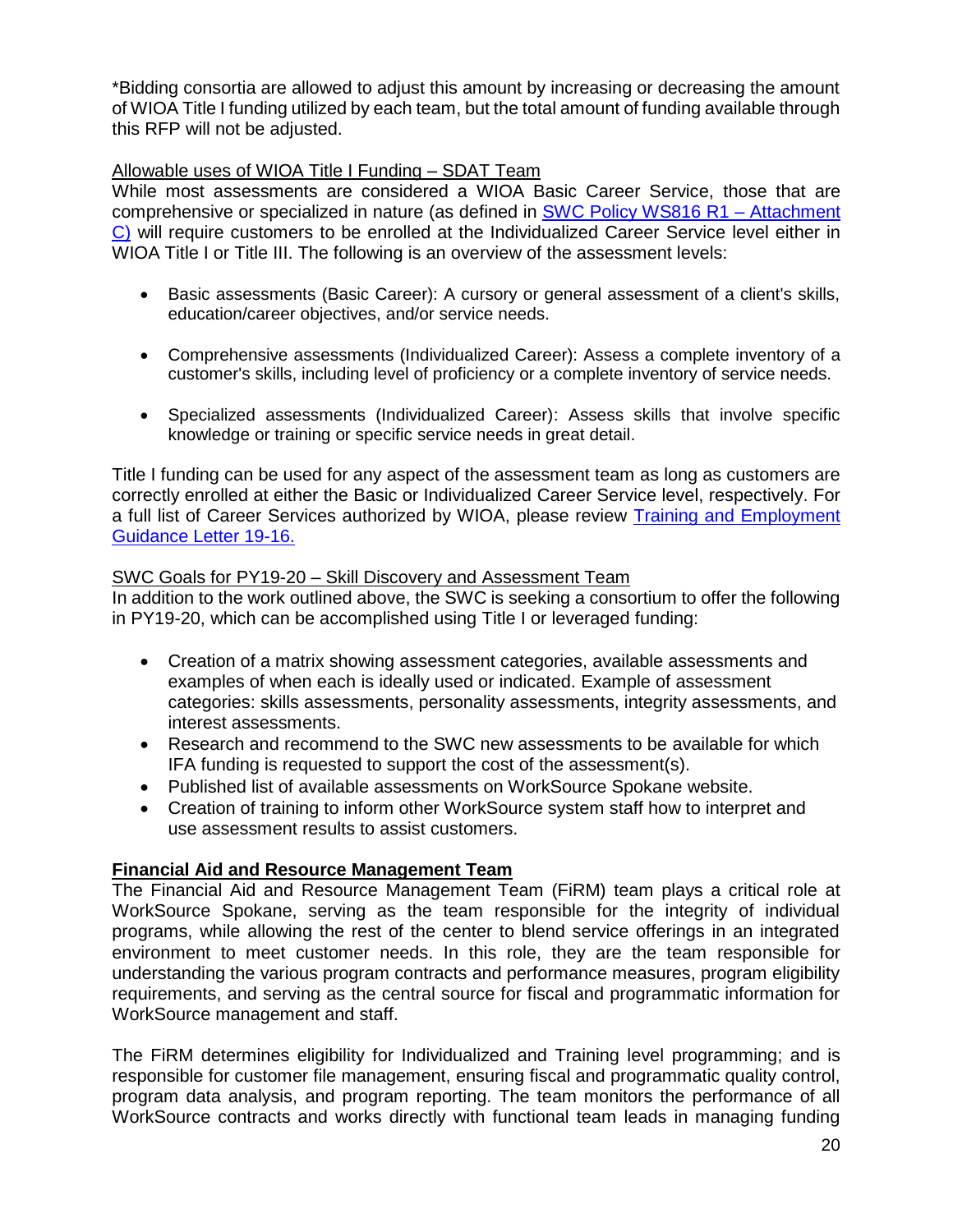*Bidding consortia are allowed to adjust this amount by increasing or decreasing the amount of WIOA Title I funding utilized by each team, but the total amount of funding available through this RFP will not be adjusted.

Allowable uses of WIOA Title I Funding – SDAT Team

While most assessments are considered a WIOA Basic Career Service, those that are comprehensive or specialized in nature (as defined in [SWC Policy WS816 R1 – Attachment C)](#) will require customers to be enrolled at the Individualized Career Service level either in WIOA Title I or Title III. The following is an overview of the assessment levels:

- Basic assessments (Basic Career): A cursory or general assessment of a client's skills, education/career objectives, and/or service needs.
- Comprehensive assessments (Individualized Career): Assess a complete inventory of a customer's skills, including level of proficiency or a complete inventory of service needs.
- Specialized assessments (Individualized Career): Assess skills that involve specific knowledge or training or specific service needs in great detail.

Title I funding can be used for any aspect of the assessment team as long as customers are correctly enrolled at either the Basic or Individualized Career Service level, respectively. For a full list of Career Services authorized by WIOA, please review [Training and Employment Guidance Letter 19-16.](#)

SWC Goals for PY19-20 – Skill Discovery and Assessment Team

In addition to the work outlined above, the SWC is seeking a consortium to offer the following in PY19-20, which can be accomplished using Title I or leveraged funding:

- Creation of a matrix showing assessment categories, available assessments and examples of when each is ideally used or indicated. Example of assessment categories: skills assessments, personality assessments, integrity assessments, and interest assessments.
- Research and recommend to the SWC new assessments to be available for which IFA funding is requested to support the cost of the assessment(s).
- Published list of available assessments on WorkSource Spokane website.
- Creation of training to inform other WorkSource system staff how to interpret and use assessment results to assist customers.

**Financial Aid and Resource Management Team**

The Financial Aid and Resource Management Team (FiRM) team plays a critical role at WorkSource Spokane, serving as the team responsible for the integrity of individual programs, while allowing the rest of the center to blend service offerings in an integrated environment to meet customer needs. In this role, they are the team responsible for understanding the various program contracts and performance measures, program eligibility requirements, and serving as the central source for fiscal and programmatic information for WorkSource management and staff.

The FiRM determines eligibility for Individualized and Training level programming; and is responsible for customer file management, ensuring fiscal and programmatic quality control, program data analysis, and program reporting. The team monitors the performance of all WorkSource contracts and works directly with functional team leads in managing funding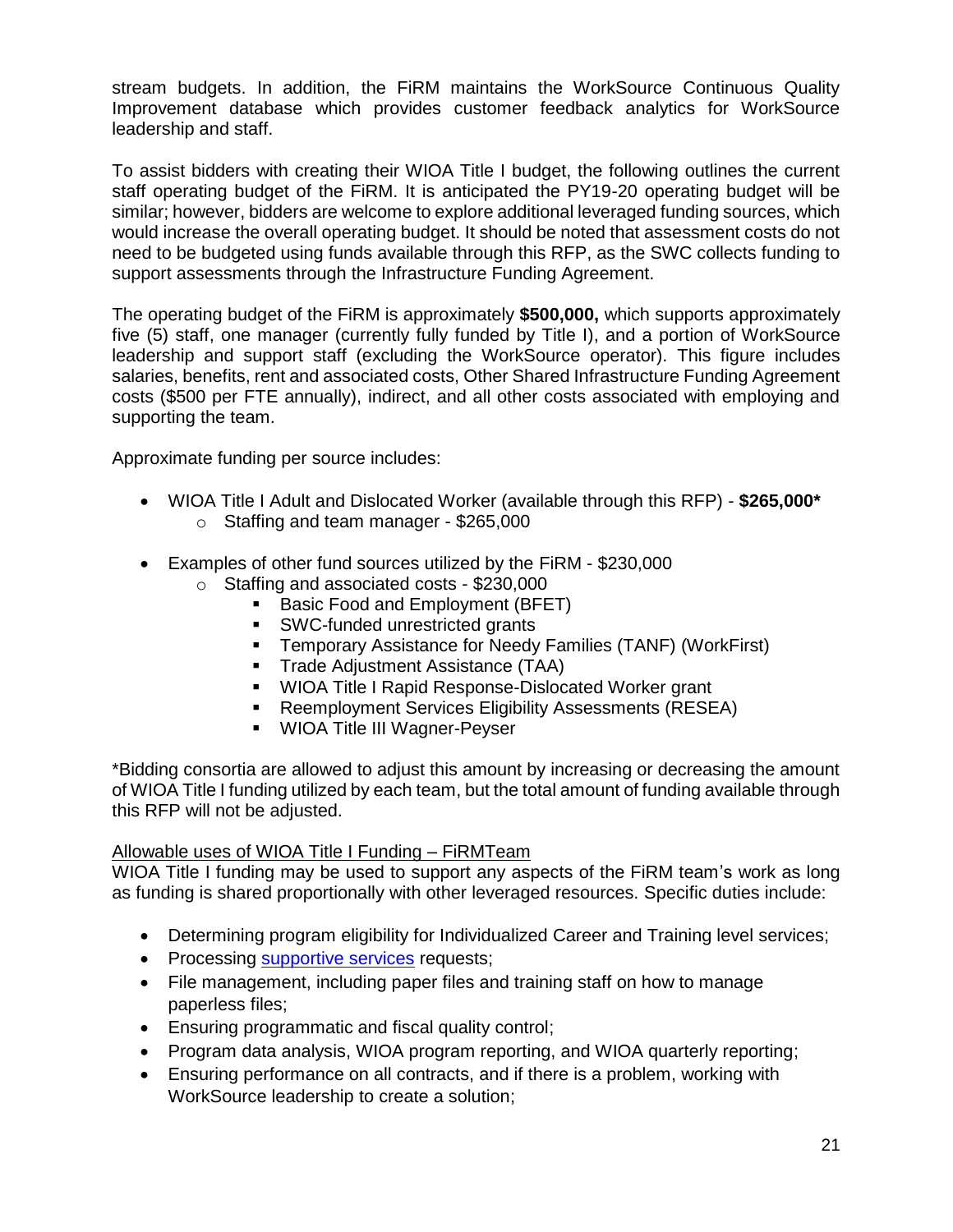stream budgets. In addition, the FiRM maintains the WorkSource Continuous Quality Improvement database which provides customer feedback analytics for WorkSource leadership and staff.

To assist bidders with creating their WIOA Title I budget, the following outlines the current staff operating budget of the FiRM. It is anticipated the PY19-20 operating budget will be similar; however, bidders are welcome to explore additional leveraged funding sources, which would increase the overall operating budget. It should be noted that assessment costs do not need to be budgeted using funds available through this RFP, as the SWC collects funding to support assessments through the Infrastructure Funding Agreement.

The operating budget of the FiRM is approximately **$500,000,** which supports approximately five (5) staff, one manager (currently fully funded by Title I), and a portion of WorkSource leadership and support staff (excluding the WorkSource operator). This figure includes salaries, benefits, rent and associated costs, Other Shared Infrastructure Funding Agreement costs ($500 per FTE annually), indirect, and all other costs associated with employing and supporting the team.

Approximate funding per source includes:

- WIOA Title I Adult and Dislocated Worker (available through this RFP) - **$265,000***
  - Staffing and team manager - $265,000
- Examples of other fund sources utilized by the FiRM - $230,000
  - Staffing and associated costs - $230,000
    - Basic Food and Employment (BFET)
    - SWC-funded unrestricted grants
    - Temporary Assistance for Needy Families (TANF) (WorkFirst)
    - Trade Adjustment Assistance (TAA)
    - WIOA Title I Rapid Response-Dislocated Worker grant
    - Reemployment Services Eligibility Assessments (RESEA)
    - WIOA Title III Wagner-Peyser

*Bidding consortia are allowed to adjust this amount by increasing or decreasing the amount of WIOA Title I funding utilized by each team, but the total amount of funding available through this RFP will not be adjusted.

Allowable uses of WIOA Title I Funding – FiRMTeam

WIOA Title I funding may be used to support any aspects of the FiRM team's work as long as funding is shared proportionally with other leveraged resources. Specific duties include:

- Determining program eligibility for Individualized Career and Training level services;
- Processing supportive services requests;
- File management, including paper files and training staff on how to manage paperless files;
- Ensuring programmatic and fiscal quality control;
- Program data analysis, WIOA program reporting, and WIOA quarterly reporting;
- Ensuring performance on all contracts, and if there is a problem, working with WorkSource leadership to create a solution;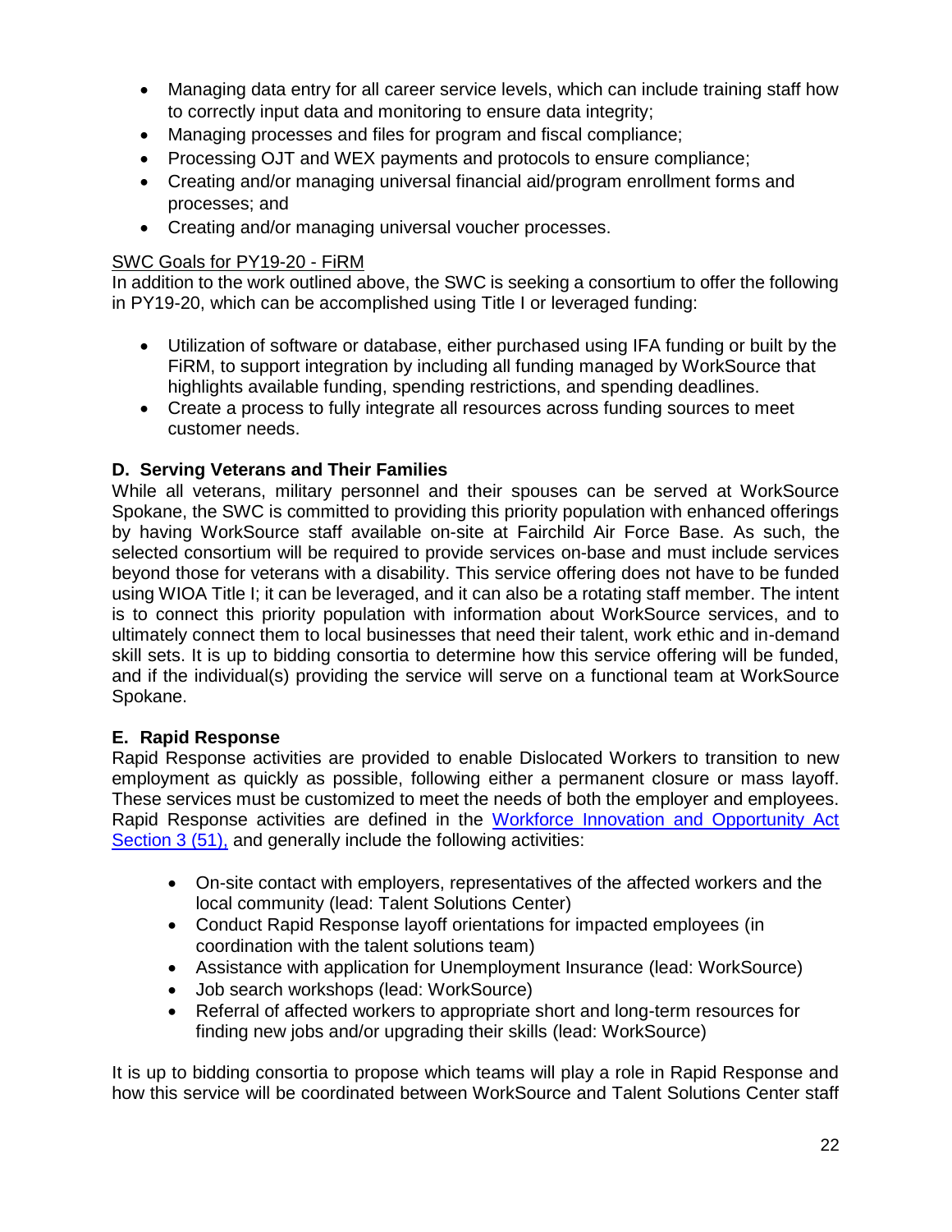- Managing data entry for all career service levels, which can include training staff how to correctly input data and monitoring to ensure data integrity;
- Managing processes and files for program and fiscal compliance;
- Processing OJT and WEX payments and protocols to ensure compliance;
- Creating and/or managing universal financial aid/program enrollment forms and processes; and
- Creating and/or managing universal voucher processes.

SWC Goals for PY19-20 - FiRM

In addition to the work outlined above, the SWC is seeking a consortium to offer the following in PY19-20, which can be accomplished using Title I or leveraged funding:

- Utilization of software or database, either purchased using IFA funding or built by the FiRM, to support integration by including all funding managed by WorkSource that highlights available funding, spending restrictions, and spending deadlines.
- Create a process to fully integrate all resources across funding sources to meet customer needs.

### D. Serving Veterans and Their Families

While all veterans, military personnel and their spouses can be served at WorkSource Spokane, the SWC is committed to providing this priority population with enhanced offerings by having WorkSource staff available on-site at Fairchild Air Force Base. As such, the selected consortium will be required to provide services on-base and must include services beyond those for veterans with a disability. This service offering does not have to be funded using WIOA Title I; it can be leveraged, and it can also be a rotating staff member. The intent is to connect this priority population with information about WorkSource services, and to ultimately connect them to local businesses that need their talent, work ethic and in-demand skill sets. It is up to bidding consortia to determine how this service offering will be funded, and if the individual(s) providing the service will serve on a functional team at WorkSource Spokane.

### E. Rapid Response

Rapid Response activities are provided to enable Dislocated Workers to transition to new employment as quickly as possible, following either a permanent closure or mass layoff. These services must be customized to meet the needs of both the employer and employees. Rapid Response activities are defined in the Workforce Innovation and Opportunity Act Section 3 (51), and generally include the following activities:

- On-site contact with employers, representatives of the affected workers and the local community (lead: Talent Solutions Center)
- Conduct Rapid Response layoff orientations for impacted employees (in coordination with the talent solutions team)
- Assistance with application for Unemployment Insurance (lead: WorkSource)
- Job search workshops (lead: WorkSource)
- Referral of affected workers to appropriate short and long-term resources for finding new jobs and/or upgrading their skills (lead: WorkSource)

It is up to bidding consortia to propose which teams will play a role in Rapid Response and how this service will be coordinated between WorkSource and Talent Solutions Center staff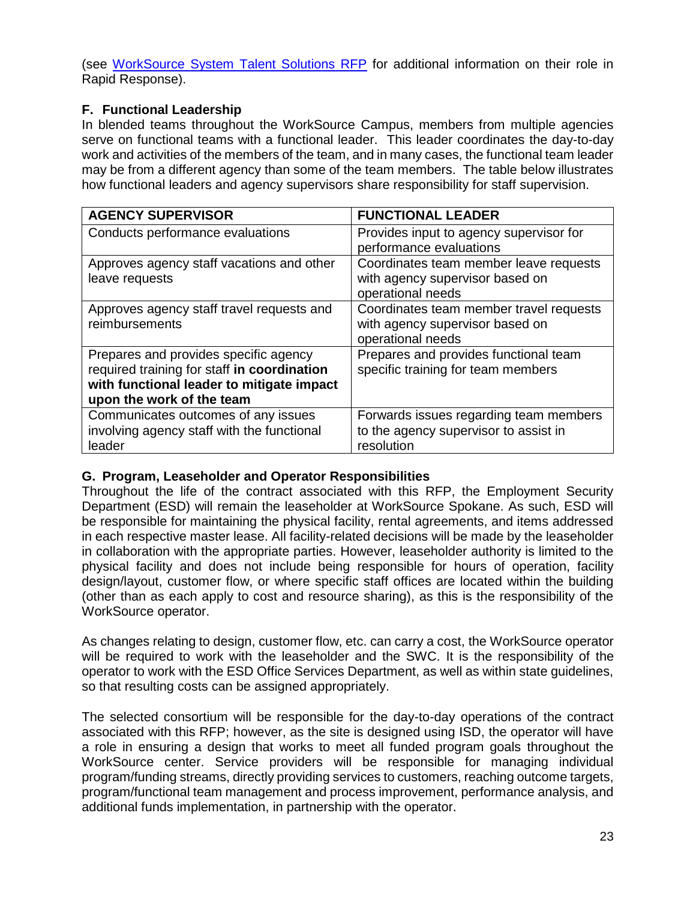(see [WorkSource System Talent Solutions RFP] for additional information on their role in Rapid Response).

### F. Functional Leadership

In blended teams throughout the WorkSource Campus, members from multiple agencies serve on functional teams with a functional leader. This leader coordinates the day-to-day work and activities of the members of the team, and in many cases, the functional team leader may be from a different agency than some of the team members. The table below illustrates how functional leaders and agency supervisors share responsibility for staff supervision.

| AGENCY SUPERVISOR | FUNCTIONAL LEADER |
|---|---|
| Conducts performance evaluations | Provides input to agency supervisor for performance evaluations |
| Approves agency staff vacations and other leave requests | Coordinates team member leave requests with agency supervisor based on operational needs |
| Approves agency staff travel requests and reimbursements | Coordinates team member travel requests with agency supervisor based on operational needs |
| Prepares and provides specific agency required training for staff **in coordination with functional leader to mitigate impact upon the work of the team** | Prepares and provides functional team specific training for team members |
| Communicates outcomes of any issues involving agency staff with the functional leader | Forwards issues regarding team members to the agency supervisor to assist in resolution |

### G. Program, Leaseholder and Operator Responsibilities

Throughout the life of the contract associated with this RFP, the Employment Security Department (ESD) will remain the leaseholder at WorkSource Spokane. As such, ESD will be responsible for maintaining the physical facility, rental agreements, and items addressed in each respective master lease. All facility-related decisions will be made by the leaseholder in collaboration with the appropriate parties. However, leaseholder authority is limited to the physical facility and does not include being responsible for hours of operation, facility design/layout, customer flow, or where specific staff offices are located within the building (other than as each apply to cost and resource sharing), as this is the responsibility of the WorkSource operator.

As changes relating to design, customer flow, etc. can carry a cost, the WorkSource operator will be required to work with the leaseholder and the SWC. It is the responsibility of the operator to work with the ESD Office Services Department, as well as within state guidelines, so that resulting costs can be assigned appropriately.

The selected consortium will be responsible for the day-to-day operations of the contract associated with this RFP; however, as the site is designed using ISD, the operator will have a role in ensuring a design that works to meet all funded program goals throughout the WorkSource center. Service providers will be responsible for managing individual program/funding streams, directly providing services to customers, reaching outcome targets, program/functional team management and process improvement, performance analysis, and additional funds implementation, in partnership with the operator.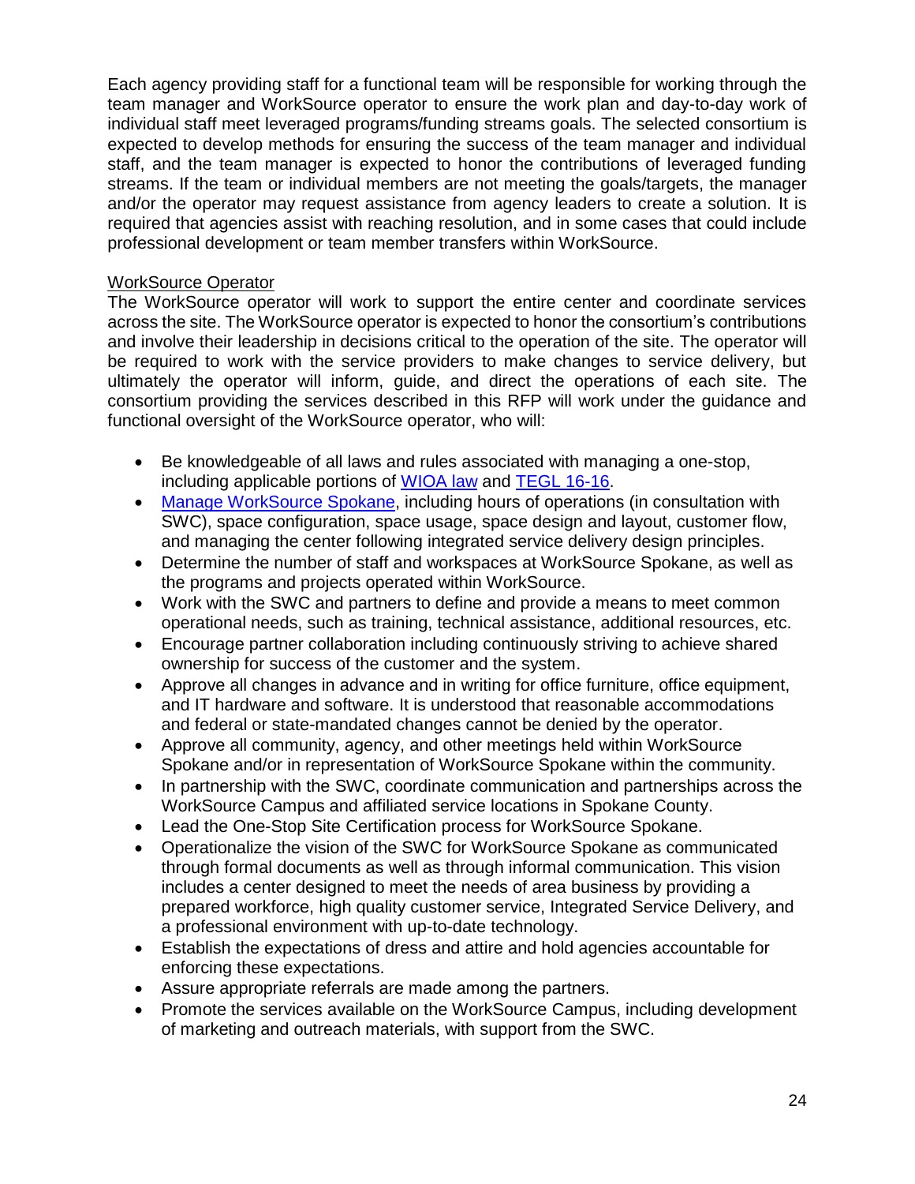Each agency providing staff for a functional team will be responsible for working through the team manager and WorkSource operator to ensure the work plan and day-to-day work of individual staff meet leveraged programs/funding streams goals. The selected consortium is expected to develop methods for ensuring the success of the team manager and individual staff, and the team manager is expected to honor the contributions of leveraged funding streams. If the team or individual members are not meeting the goals/targets, the manager and/or the operator may request assistance from agency leaders to create a solution. It is required that agencies assist with reaching resolution, and in some cases that could include professional development or team member transfers within WorkSource.

WorkSource Operator

The WorkSource operator will work to support the entire center and coordinate services across the site. The WorkSource operator is expected to honor the consortium's contributions and involve their leadership in decisions critical to the operation of the site. The operator will be required to work with the service providers to make changes to service delivery, but ultimately the operator will inform, guide, and direct the operations of each site. The consortium providing the services described in this RFP will work under the guidance and functional oversight of the WorkSource operator, who will:

- Be knowledgeable of all laws and rules associated with managing a one-stop, including applicable portions of WIOA law and TEGL 16-16.
- Manage WorkSource Spokane, including hours of operations (in consultation with SWC), space configuration, space usage, space design and layout, customer flow, and managing the center following integrated service delivery design principles.
- Determine the number of staff and workspaces at WorkSource Spokane, as well as the programs and projects operated within WorkSource.
- Work with the SWC and partners to define and provide a means to meet common operational needs, such as training, technical assistance, additional resources, etc.
- Encourage partner collaboration including continuously striving to achieve shared ownership for success of the customer and the system.
- Approve all changes in advance and in writing for office furniture, office equipment, and IT hardware and software. It is understood that reasonable accommodations and federal or state-mandated changes cannot be denied by the operator.
- Approve all community, agency, and other meetings held within WorkSource Spokane and/or in representation of WorkSource Spokane within the community.
- In partnership with the SWC, coordinate communication and partnerships across the WorkSource Campus and affiliated service locations in Spokane County.
- Lead the One-Stop Site Certification process for WorkSource Spokane.
- Operationalize the vision of the SWC for WorkSource Spokane as communicated through formal documents as well as through informal communication. This vision includes a center designed to meet the needs of area business by providing a prepared workforce, high quality customer service, Integrated Service Delivery, and a professional environment with up-to-date technology.
- Establish the expectations of dress and attire and hold agencies accountable for enforcing these expectations.
- Assure appropriate referrals are made among the partners.
- Promote the services available on the WorkSource Campus, including development of marketing and outreach materials, with support from the SWC.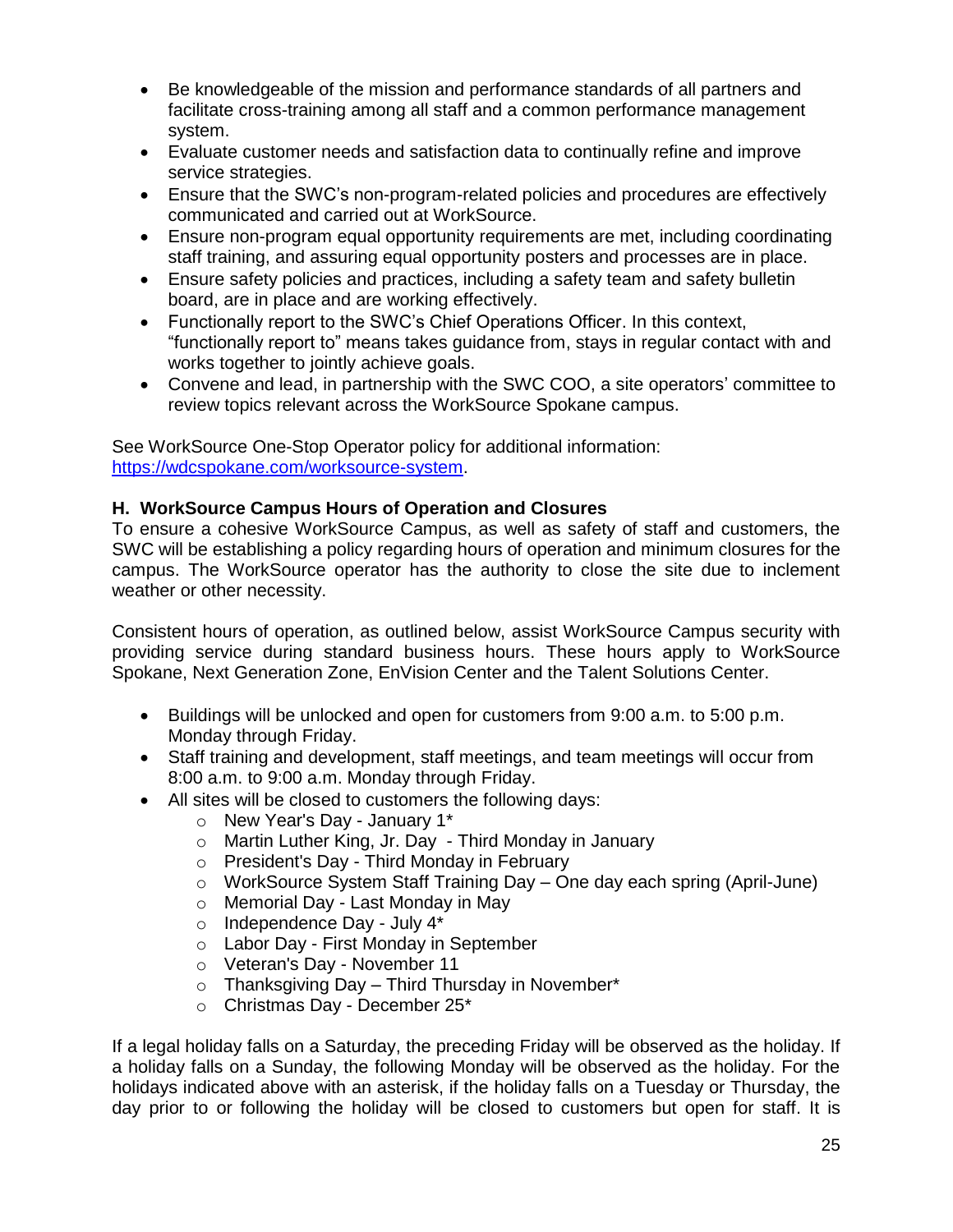- Be knowledgeable of the mission and performance standards of all partners and facilitate cross-training among all staff and a common performance management system.
- Evaluate customer needs and satisfaction data to continually refine and improve service strategies.
- Ensure that the SWC's non-program-related policies and procedures are effectively communicated and carried out at WorkSource.
- Ensure non-program equal opportunity requirements are met, including coordinating staff training, and assuring equal opportunity posters and processes are in place.
- Ensure safety policies and practices, including a safety team and safety bulletin board, are in place and are working effectively.
- Functionally report to the SWC's Chief Operations Officer. In this context, "functionally report to" means takes guidance from, stays in regular contact with and works together to jointly achieve goals.
- Convene and lead, in partnership with the SWC COO, a site operators' committee to review topics relevant across the WorkSource Spokane campus.

See WorkSource One-Stop Operator policy for additional information: https://wdcspokane.com/worksource-system.

**H. WorkSource Campus Hours of Operation and Closures**

To ensure a cohesive WorkSource Campus, as well as safety of staff and customers, the SWC will be establishing a policy regarding hours of operation and minimum closures for the campus. The WorkSource operator has the authority to close the site due to inclement weather or other necessity.

Consistent hours of operation, as outlined below, assist WorkSource Campus security with providing service during standard business hours. These hours apply to WorkSource Spokane, Next Generation Zone, EnVision Center and the Talent Solutions Center.

- Buildings will be unlocked and open for customers from 9:00 a.m. to 5:00 p.m. Monday through Friday.
- Staff training and development, staff meetings, and team meetings will occur from 8:00 a.m. to 9:00 a.m. Monday through Friday.
- All sites will be closed to customers the following days:
  - New Year's Day - January 1*
  - Martin Luther King, Jr. Day - Third Monday in January
  - President's Day - Third Monday in February
  - WorkSource System Staff Training Day – One day each spring (April-June)
  - Memorial Day - Last Monday in May
  - Independence Day - July 4*
  - Labor Day - First Monday in September
  - Veteran's Day - November 11
  - Thanksgiving Day – Third Thursday in November*
  - Christmas Day - December 25*

If a legal holiday falls on a Saturday, the preceding Friday will be observed as the holiday. If a holiday falls on a Sunday, the following Monday will be observed as the holiday. For the holidays indicated above with an asterisk, if the holiday falls on a Tuesday or Thursday, the day prior to or following the holiday will be closed to customers but open for staff. It is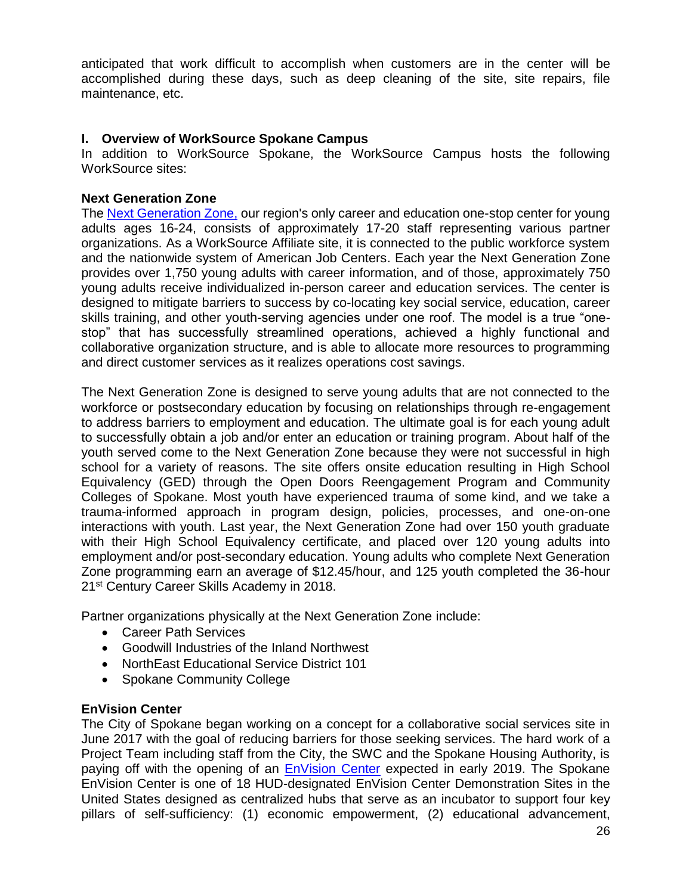anticipated that work difficult to accomplish when customers are in the center will be accomplished during these days, such as deep cleaning of the site, site repairs, file maintenance, etc.

## I. Overview of WorkSource Spokane Campus

In addition to WorkSource Spokane, the WorkSource Campus hosts the following WorkSource sites:

### Next Generation Zone

The Next Generation Zone, our region's only career and education one-stop center for young adults ages 16-24, consists of approximately 17-20 staff representing various partner organizations. As a WorkSource Affiliate site, it is connected to the public workforce system and the nationwide system of American Job Centers. Each year the Next Generation Zone provides over 1,750 young adults with career information, and of those, approximately 750 young adults receive individualized in-person career and education services. The center is designed to mitigate barriers to success by co-locating key social service, education, career skills training, and other youth-serving agencies under one roof. The model is a true "one-stop" that has successfully streamlined operations, achieved a highly functional and collaborative organization structure, and is able to allocate more resources to programming and direct customer services as it realizes operations cost savings.

The Next Generation Zone is designed to serve young adults that are not connected to the workforce or postsecondary education by focusing on relationships through re-engagement to address barriers to employment and education. The ultimate goal is for each young adult to successfully obtain a job and/or enter an education or training program. About half of the youth served come to the Next Generation Zone because they were not successful in high school for a variety of reasons. The site offers onsite education resulting in High School Equivalency (GED) through the Open Doors Reengagement Program and Community Colleges of Spokane. Most youth have experienced trauma of some kind, and we take a trauma-informed approach in program design, policies, processes, and one-on-one interactions with youth. Last year, the Next Generation Zone had over 150 youth graduate with their High School Equivalency certificate, and placed over 120 young adults into employment and/or post-secondary education. Young adults who complete Next Generation Zone programming earn an average of $12.45/hour, and 125 youth completed the 36-hour 21st Century Career Skills Academy in 2018.

Partner organizations physically at the Next Generation Zone include:

- Career Path Services
- Goodwill Industries of the Inland Northwest
- NorthEast Educational Service District 101
- Spokane Community College

### EnVision Center

The City of Spokane began working on a concept for a collaborative social services site in June 2017 with the goal of reducing barriers for those seeking services. The hard work of a Project Team including staff from the City, the SWC and the Spokane Housing Authority, is paying off with the opening of an EnVision Center expected in early 2019. The Spokane EnVision Center is one of 18 HUD-designated EnVision Center Demonstration Sites in the United States designed as centralized hubs that serve as an incubator to support four key pillars of self-sufficiency: (1) economic empowerment, (2) educational advancement,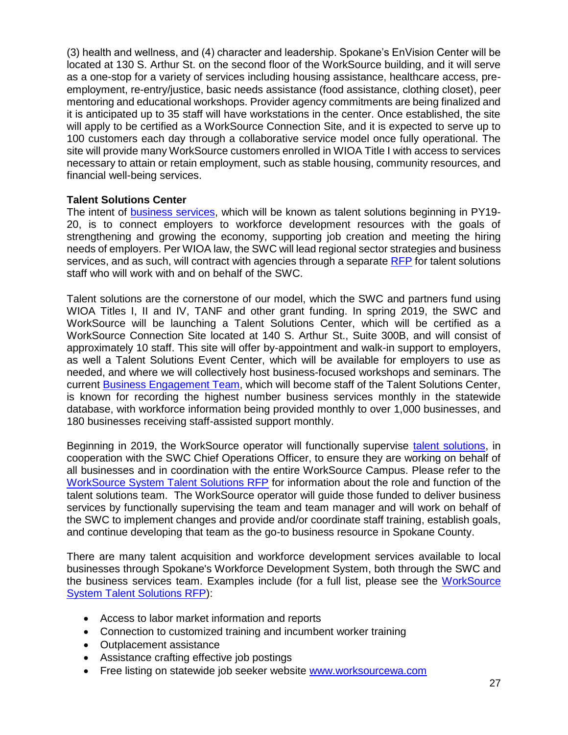(3) health and wellness, and (4) character and leadership. Spokane's EnVision Center will be located at 130 S. Arthur St. on the second floor of the WorkSource building, and it will serve as a one-stop for a variety of services including housing assistance, healthcare access, pre-employment, re-entry/justice, basic needs assistance (food assistance, clothing closet), peer mentoring and educational workshops. Provider agency commitments are being finalized and it is anticipated up to 35 staff will have workstations in the center. Once established, the site will apply to be certified as a WorkSource Connection Site, and it is expected to serve up to 100 customers each day through a collaborative service model once fully operational. The site will provide many WorkSource customers enrolled in WIOA Title I with access to services necessary to attain or retain employment, such as stable housing, community resources, and financial well-being services.

**Talent Solutions Center**

The intent of business services, which will be known as talent solutions beginning in PY19-20, is to connect employers to workforce development resources with the goals of strengthening and growing the economy, supporting job creation and meeting the hiring needs of employers. Per WIOA law, the SWC will lead regional sector strategies and business services, and as such, will contract with agencies through a separate RFP for talent solutions staff who will work with and on behalf of the SWC.

Talent solutions are the cornerstone of our model, which the SWC and partners fund using WIOA Titles I, II and IV, TANF and other grant funding. In spring 2019, the SWC and WorkSource will be launching a Talent Solutions Center, which will be certified as a WorkSource Connection Site located at 140 S. Arthur St., Suite 300B, and will consist of approximately 10 staff. This site will offer by-appointment and walk-in support to employers, as well a Talent Solutions Event Center, which will be available for employers to use as needed, and where we will collectively host business-focused workshops and seminars. The current Business Engagement Team, which will become staff of the Talent Solutions Center, is known for recording the highest number business services monthly in the statewide database, with workforce information being provided monthly to over 1,000 businesses, and 180 businesses receiving staff-assisted support monthly.

Beginning in 2019, the WorkSource operator will functionally supervise talent solutions, in cooperation with the SWC Chief Operations Officer, to ensure they are working on behalf of all businesses and in coordination with the entire WorkSource Campus. Please refer to the WorkSource System Talent Solutions RFP for information about the role and function of the talent solutions team. The WorkSource operator will guide those funded to deliver business services by functionally supervising the team and team manager and will work on behalf of the SWC to implement changes and provide and/or coordinate staff training, establish goals, and continue developing that team as the go-to business resource in Spokane County.

There are many talent acquisition and workforce development services available to local businesses through Spokane's Workforce Development System, both through the SWC and the business services team. Examples include (for a full list, please see the WorkSource System Talent Solutions RFP):

- Access to labor market information and reports
- Connection to customized training and incumbent worker training
- Outplacement assistance
- Assistance crafting effective job postings
- Free listing on statewide job seeker website www.worksourcewa.com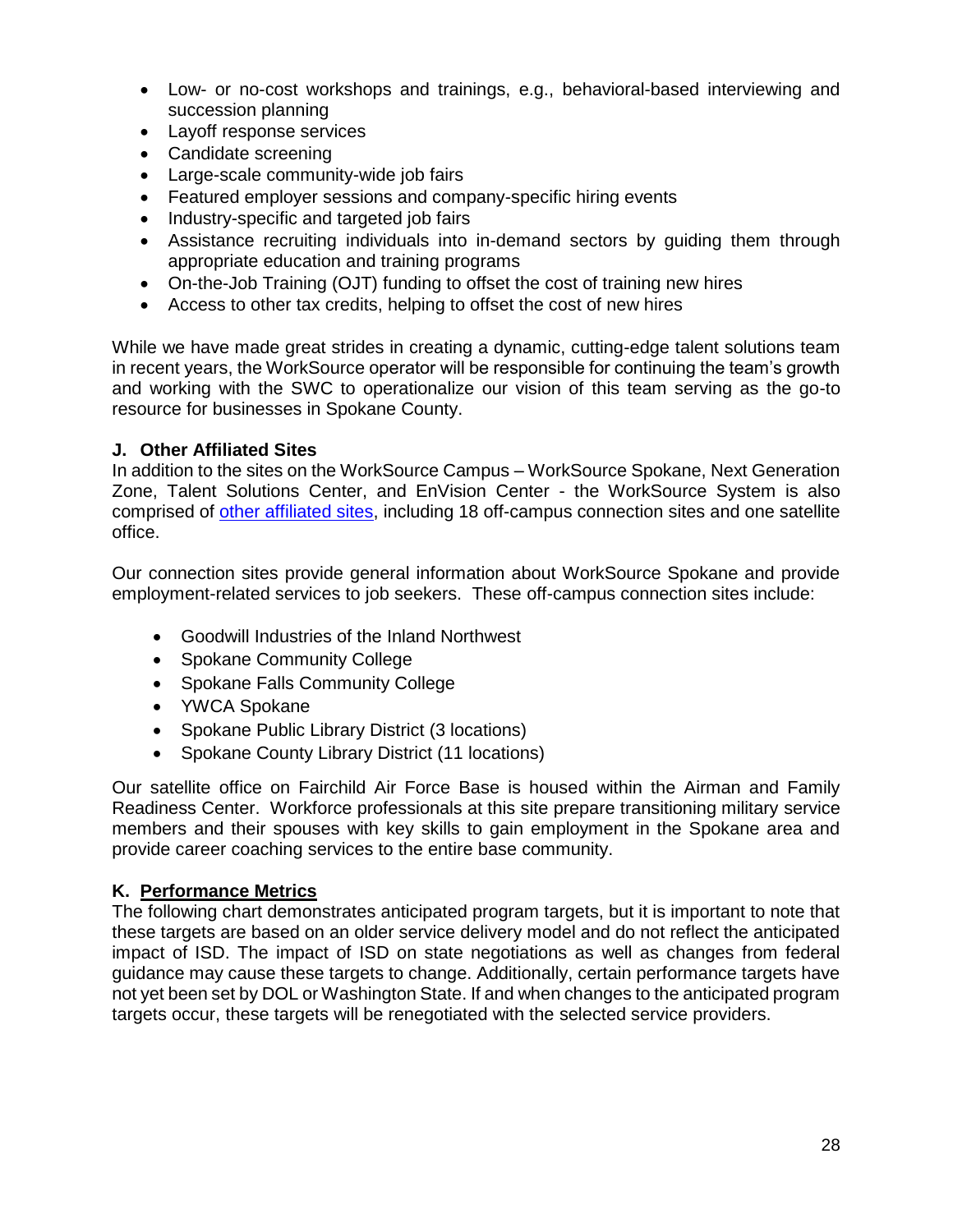- Low- or no-cost workshops and trainings, e.g., behavioral-based interviewing and succession planning
- Layoff response services
- Candidate screening
- Large-scale community-wide job fairs
- Featured employer sessions and company-specific hiring events
- Industry-specific and targeted job fairs
- Assistance recruiting individuals into in-demand sectors by guiding them through appropriate education and training programs
- On-the-Job Training (OJT) funding to offset the cost of training new hires
- Access to other tax credits, helping to offset the cost of new hires

While we have made great strides in creating a dynamic, cutting-edge talent solutions team in recent years, the WorkSource operator will be responsible for continuing the team's growth and working with the SWC to operationalize our vision of this team serving as the go-to resource for businesses in Spokane County.

### J. Other Affiliated Sites

In addition to the sites on the WorkSource Campus – WorkSource Spokane, Next Generation Zone, Talent Solutions Center, and EnVision Center - the WorkSource System is also comprised of other affiliated sites, including 18 off-campus connection sites and one satellite office.

Our connection sites provide general information about WorkSource Spokane and provide employment-related services to job seekers. These off-campus connection sites include:

- Goodwill Industries of the Inland Northwest
- Spokane Community College
- Spokane Falls Community College
- YWCA Spokane
- Spokane Public Library District (3 locations)
- Spokane County Library District (11 locations)

Our satellite office on Fairchild Air Force Base is housed within the Airman and Family Readiness Center. Workforce professionals at this site prepare transitioning military service members and their spouses with key skills to gain employment in the Spokane area and provide career coaching services to the entire base community.

### K. Performance Metrics

The following chart demonstrates anticipated program targets, but it is important to note that these targets are based on an older service delivery model and do not reflect the anticipated impact of ISD. The impact of ISD on state negotiations as well as changes from federal guidance may cause these targets to change. Additionally, certain performance targets have not yet been set by DOL or Washington State. If and when changes to the anticipated program targets occur, these targets will be renegotiated with the selected service providers.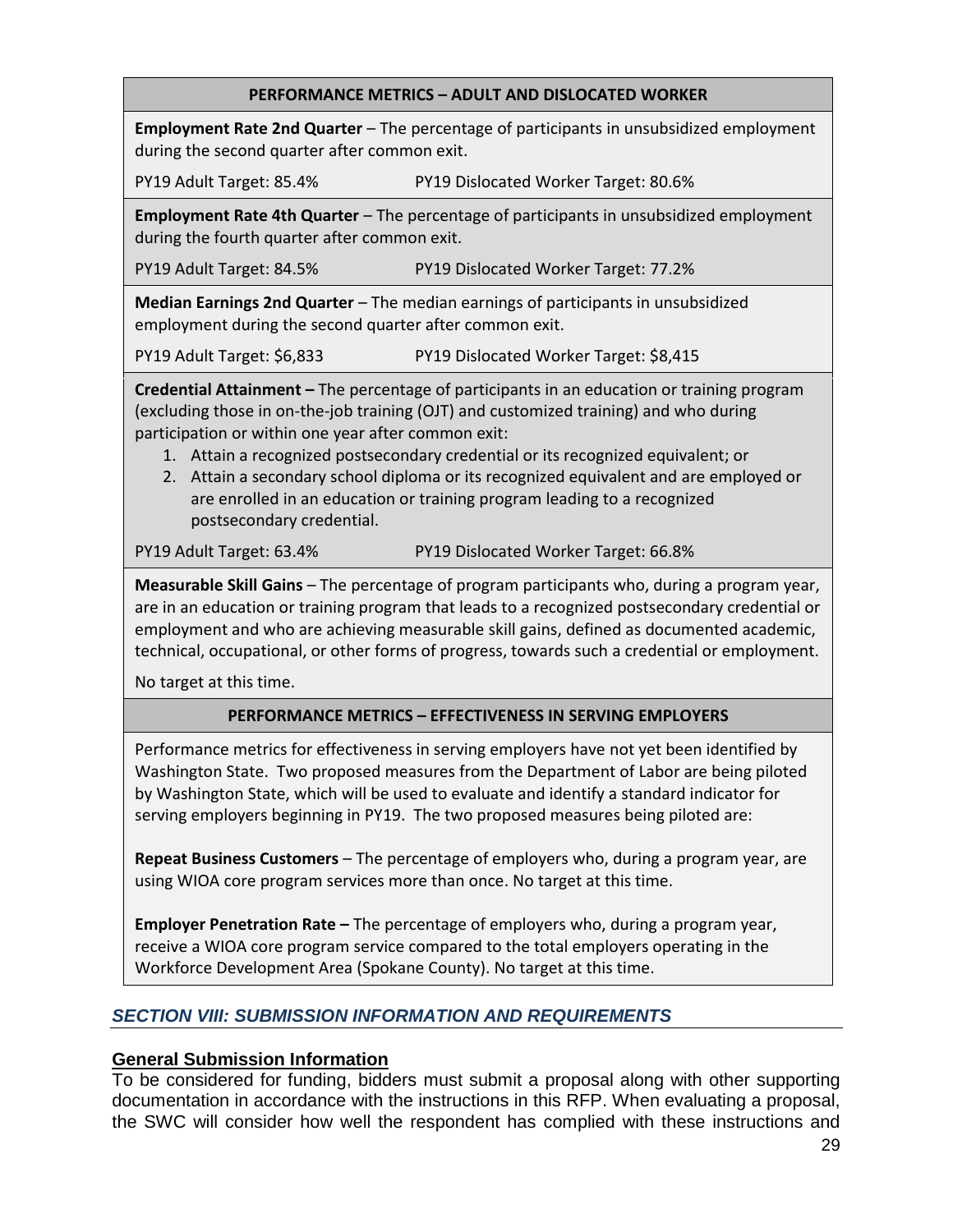**PERFORMANCE METRICS – ADULT AND DISLOCATED WORKER**

**Employment Rate 2nd Quarter** – The percentage of participants in unsubsidized employment during the second quarter after common exit.

PY19 Adult Target: 85.4% PY19 Dislocated Worker Target: 80.6%

**Employment Rate 4th Quarter** – The percentage of participants in unsubsidized employment during the fourth quarter after common exit.

PY19 Adult Target: 84.5% PY19 Dislocated Worker Target: 77.2%

**Median Earnings 2nd Quarter** – The median earnings of participants in unsubsidized employment during the second quarter after common exit.

PY19 Adult Target: $6,833 PY19 Dislocated Worker Target: $8,415

**Credential Attainment –** The percentage of participants in an education or training program (excluding those in on-the-job training (OJT) and customized training) and who during participation or within one year after common exit:

1. Attain a recognized postsecondary credential or its recognized equivalent; or
2. Attain a secondary school diploma or its recognized equivalent and are employed or are enrolled in an education or training program leading to a recognized postsecondary credential.

PY19 Adult Target: 63.4% PY19 Dislocated Worker Target: 66.8%

**Measurable Skill Gains** – The percentage of program participants who, during a program year, are in an education or training program that leads to a recognized postsecondary credential or employment and who are achieving measurable skill gains, defined as documented academic, technical, occupational, or other forms of progress, towards such a credential or employment.

No target at this time.

**PERFORMANCE METRICS – EFFECTIVENESS IN SERVING EMPLOYERS**

Performance metrics for effectiveness in serving employers have not yet been identified by Washington State. Two proposed measures from the Department of Labor are being piloted by Washington State, which will be used to evaluate and identify a standard indicator for serving employers beginning in PY19. The two proposed measures being piloted are:

**Repeat Business Customers** – The percentage of employers who, during a program year, are using WIOA core program services more than once. No target at this time.

**Employer Penetration Rate –** The percentage of employers who, during a program year, receive a WIOA core program service compared to the total employers operating in the Workforce Development Area (Spokane County). No target at this time.

## *SECTION VIII: SUBMISSION INFORMATION AND REQUIREMENTS*

### General Submission Information

To be considered for funding, bidders must submit a proposal along with other supporting documentation in accordance with the instructions in this RFP. When evaluating a proposal, the SWC will consider how well the respondent has complied with these instructions and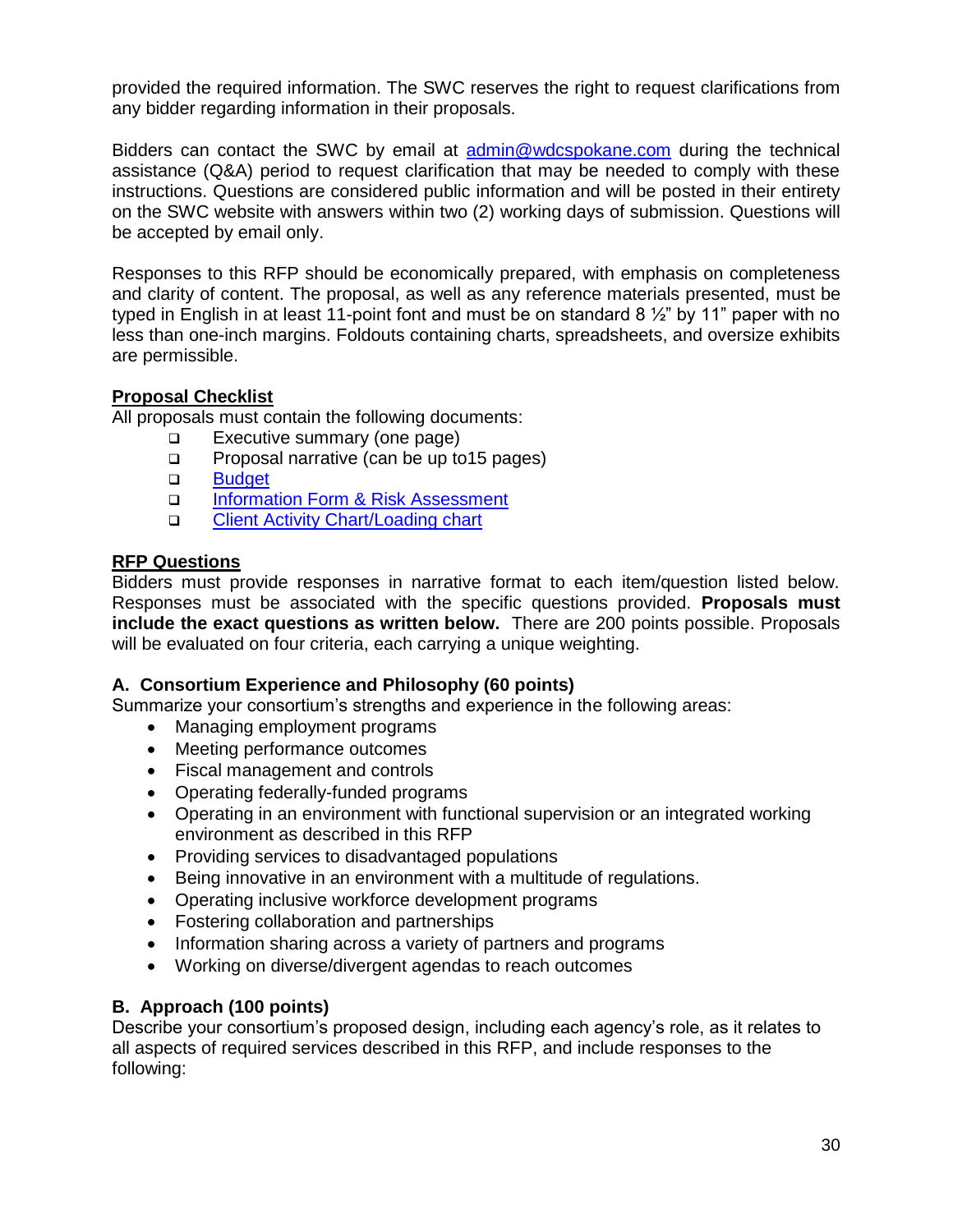provided the required information. The SWC reserves the right to request clarifications from any bidder regarding information in their proposals.

Bidders can contact the SWC by email at [admin@wdcspokane.com](mailto:admin@wdcspokane.com) during the technical assistance (Q&A) period to request clarification that may be needed to comply with these instructions. Questions are considered public information and will be posted in their entirety on the SWC website with answers within two (2) working days of submission. Questions will be accepted by email only.

Responses to this RFP should be economically prepared, with emphasis on completeness and clarity of content. The proposal, as well as any reference materials presented, must be typed in English in at least 11-point font and must be on standard 8 ½" by 11" paper with no less than one-inch margins. Foldouts containing charts, spreadsheets, and oversize exhibits are permissible.

**Proposal Checklist**

All proposals must contain the following documents:

- ❑ Executive summary (one page)
- ❑ Proposal narrative (can be up to15 pages)
- ❑ Budget
- ❑ Information Form & Risk Assessment
- ❑ Client Activity Chart/Loading chart

**RFP Questions**

Bidders must provide responses in narrative format to each item/question listed below. Responses must be associated with the specific questions provided. **Proposals must include the exact questions as written below.** There are 200 points possible. Proposals will be evaluated on four criteria, each carrying a unique weighting.

### A. Consortium Experience and Philosophy (60 points)

Summarize your consortium's strengths and experience in the following areas:

- Managing employment programs
- Meeting performance outcomes
- Fiscal management and controls
- Operating federally-funded programs
- Operating in an environment with functional supervision or an integrated working environment as described in this RFP
- Providing services to disadvantaged populations
- Being innovative in an environment with a multitude of regulations.
- Operating inclusive workforce development programs
- Fostering collaboration and partnerships
- Information sharing across a variety of partners and programs
- Working on diverse/divergent agendas to reach outcomes

### B. Approach (100 points)

Describe your consortium's proposed design, including each agency's role, as it relates to all aspects of required services described in this RFP, and include responses to the following: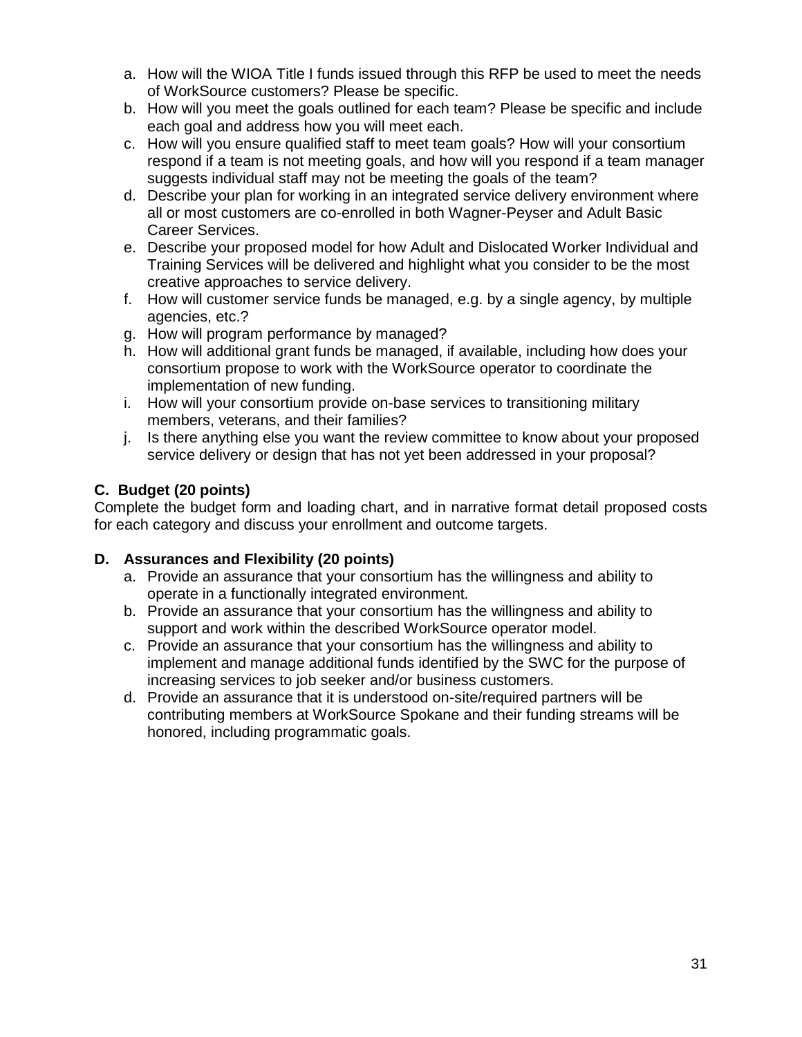a. How will the WIOA Title I funds issued through this RFP be used to meet the needs of WorkSource customers? Please be specific.
b. How will you meet the goals outlined for each team? Please be specific and include each goal and address how you will meet each.
c. How will you ensure qualified staff to meet team goals? How will your consortium respond if a team is not meeting goals, and how will you respond if a team manager suggests individual staff may not be meeting the goals of the team?
d. Describe your plan for working in an integrated service delivery environment where all or most customers are co-enrolled in both Wagner-Peyser and Adult Basic Career Services.
e. Describe your proposed model for how Adult and Dislocated Worker Individual and Training Services will be delivered and highlight what you consider to be the most creative approaches to service delivery.
f. How will customer service funds be managed, e.g. by a single agency, by multiple agencies, etc.?
g. How will program performance by managed?
h. How will additional grant funds be managed, if available, including how does your consortium propose to work with the WorkSource operator to coordinate the implementation of new funding.
i. How will your consortium provide on-base services to transitioning military members, veterans, and their families?
j. Is there anything else you want the review committee to know about your proposed service delivery or design that has not yet been addressed in your proposal?

**C. Budget (20 points)**

Complete the budget form and loading chart, and in narrative format detail proposed costs for each category and discuss your enrollment and outcome targets.

**D. Assurances and Flexibility (20 points)**

a. Provide an assurance that your consortium has the willingness and ability to operate in a functionally integrated environment.
b. Provide an assurance that your consortium has the willingness and ability to support and work within the described WorkSource operator model.
c. Provide an assurance that your consortium has the willingness and ability to implement and manage additional funds identified by the SWC for the purpose of increasing services to job seeker and/or business customers.
d. Provide an assurance that it is understood on-site/required partners will be contributing members at WorkSource Spokane and their funding streams will be honored, including programmatic goals.